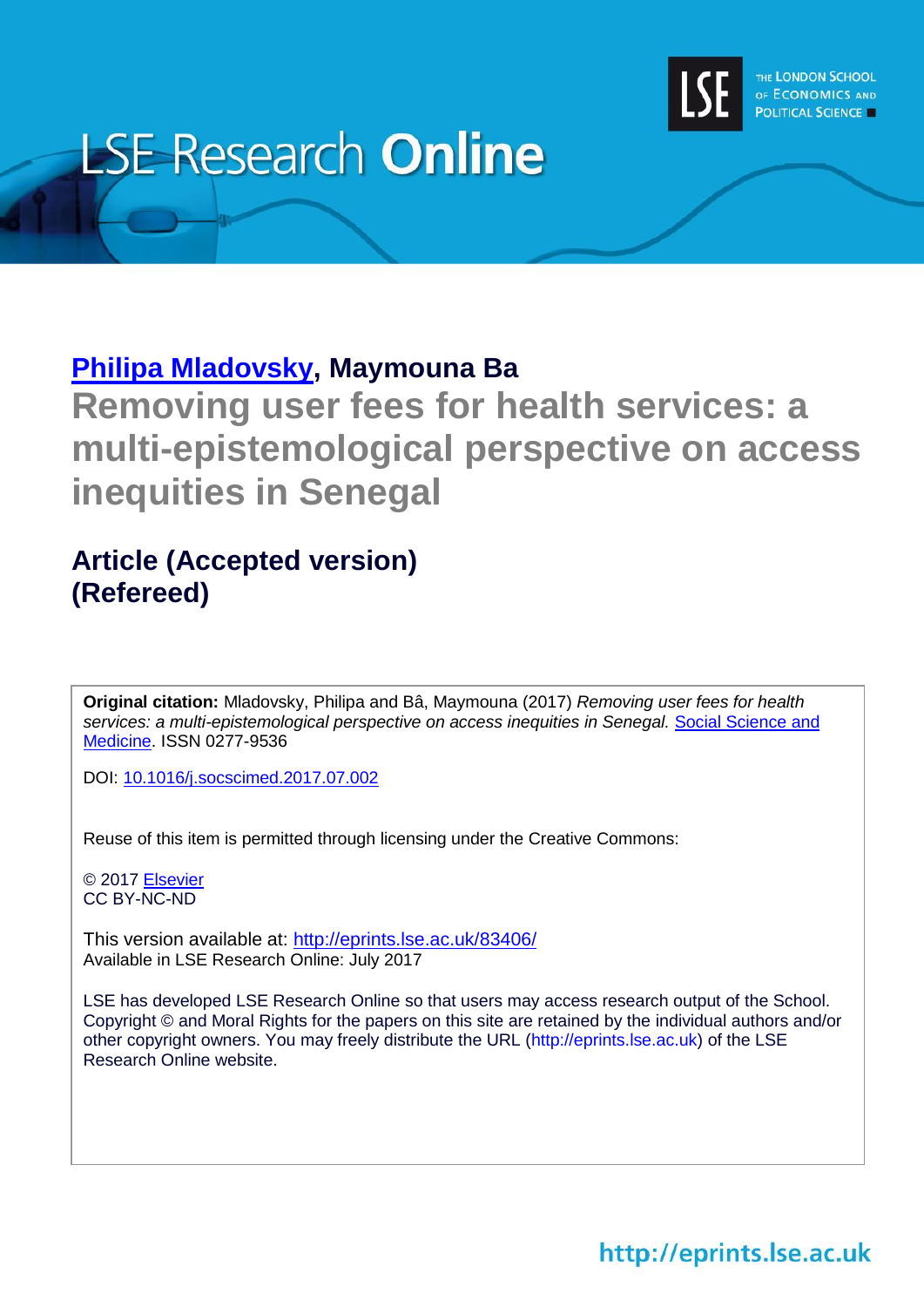# LSE Research Online

**Philipa Mladovsky, Maymouna Ba**

# Removing user fees for health services: a multi-epistemological perspective on access inequities in Senegal

## Article (Accepted version) (Refereed)

**Original citation:** Mladovsky, Philipa and Bâ, Maymouna (2017) *Removing user fees for health services: a multi-epistemological perspective on access inequities in Senegal.* Social Science and Medicine. ISSN 0277-9536

DOI: 10.1016/j.socscimed.2017.07.002

Reuse of this item is permitted through licensing under the Creative Commons:

© 2017 Elsevier
CC BY-NC-ND

This version available at: http://eprints.lse.ac.uk/83406/
Available in LSE Research Online: July 2017

LSE has developed LSE Research Online so that users may access research output of the School. Copyright © and Moral Rights for the papers on this site are retained by the individual authors and/or other copyright owners. You may freely distribute the URL (http://eprints.lse.ac.uk) of the LSE Research Online website.

http://eprints.lse.ac.uk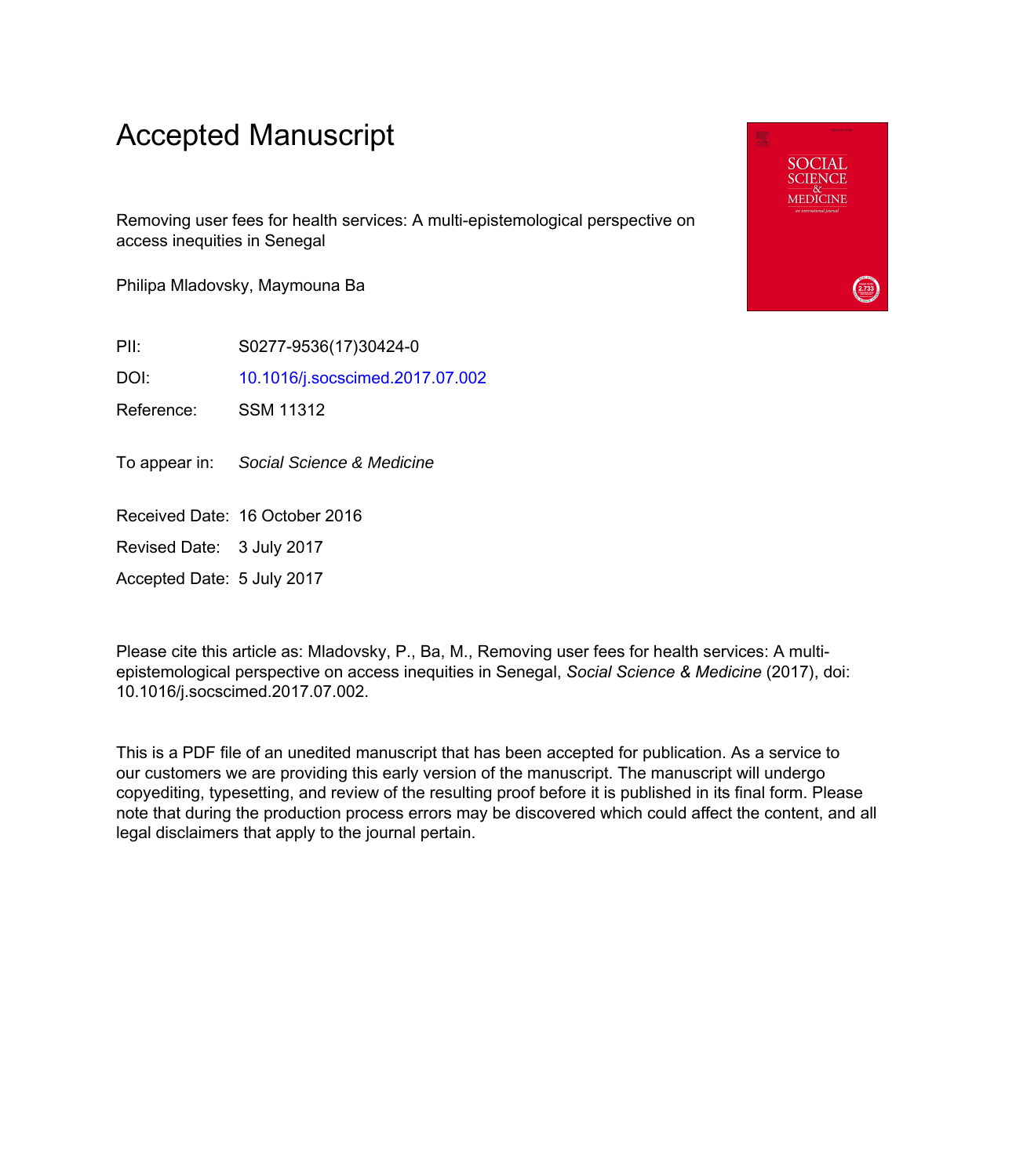# Accepted Manuscript

Removing user fees for health services: A multi-epistemological perspective on access inequities in Senegal

Philipa Mladovsky, Maymouna Ba

PII: S0277-9536(17)30424-0

DOI: 10.1016/j.socscimed.2017.07.002

Reference: SSM 11312

To appear in: *Social Science & Medicine*

Received Date: 16 October 2016

Revised Date: 3 July 2017

Accepted Date: 5 July 2017

Please cite this article as: Mladovsky, P., Ba, M., Removing user fees for health services: A multi-epistemological perspective on access inequities in Senegal, *Social Science & Medicine* (2017), doi: 10.1016/j.socscimed.2017.07.002.

This is a PDF file of an unedited manuscript that has been accepted for publication. As a service to our customers we are providing this early version of the manuscript. The manuscript will undergo copyediting, typesetting, and review of the resulting proof before it is published in its final form. Please note that during the production process errors may be discovered which could affect the content, and all legal disclaimers that apply to the journal pertain.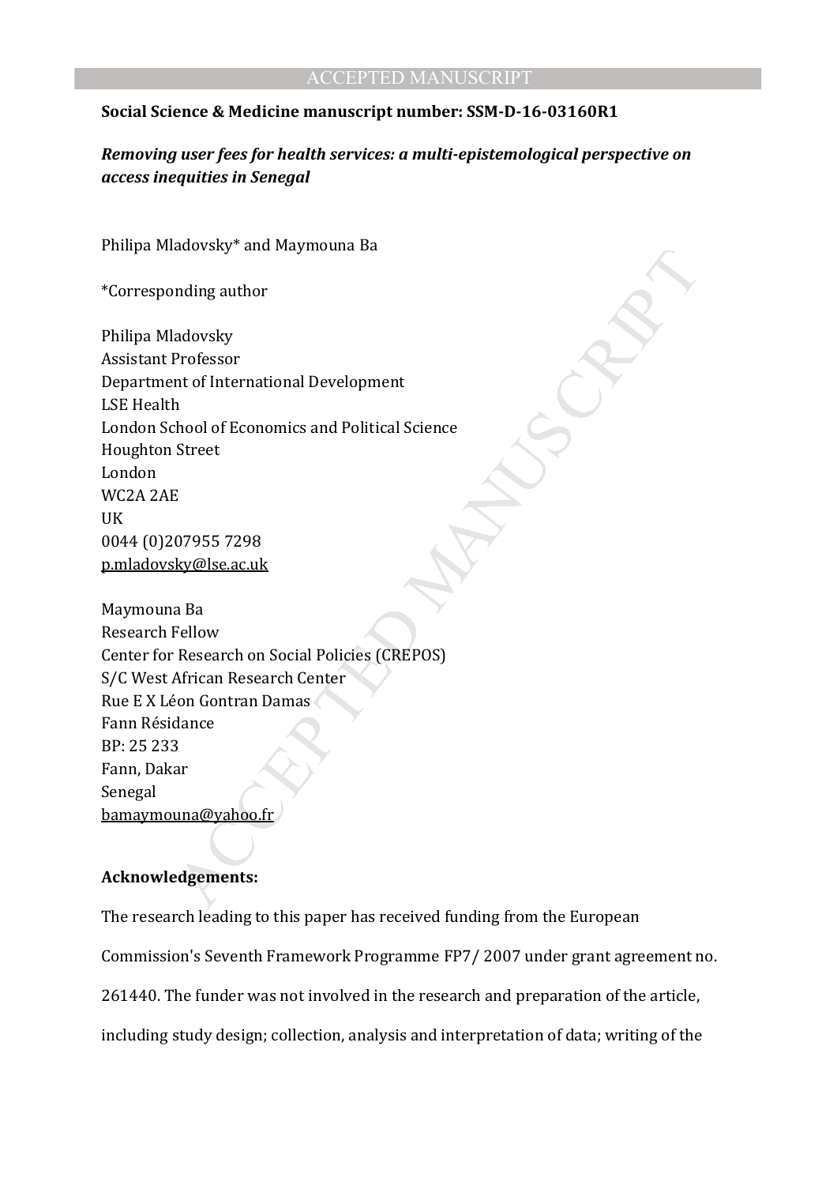**Social Science & Medicine manuscript number: SSM-D-16-03160R1**

***Removing user fees for health services: a multi-epistemological perspective on access inequities in Senegal***

Philipa Mladovsky* and Maymouna Ba

*Corresponding author

Philipa Mladovsky
Assistant Professor
Department of International Development
LSE Health
London School of Economics and Political Science
Houghton Street
London
WC2A 2AE
UK
0044 (0)207955 7298
p.mladovsky@lse.ac.uk

Maymouna Ba
Research Fellow
Center for Research on Social Policies (CREPOS)
S/C West African Research Center
Rue E X Léon Gontran Damas
Fann Résidance
BP: 25 233
Fann, Dakar
Senegal
bamaymouna@yahoo.fr

**Acknowledgements:**

The research leading to this paper has received funding from the European Commission's Seventh Framework Programme FP7/ 2007 under grant agreement no. 261440. The funder was not involved in the research and preparation of the article, including study design; collection, analysis and interpretation of data; writing of the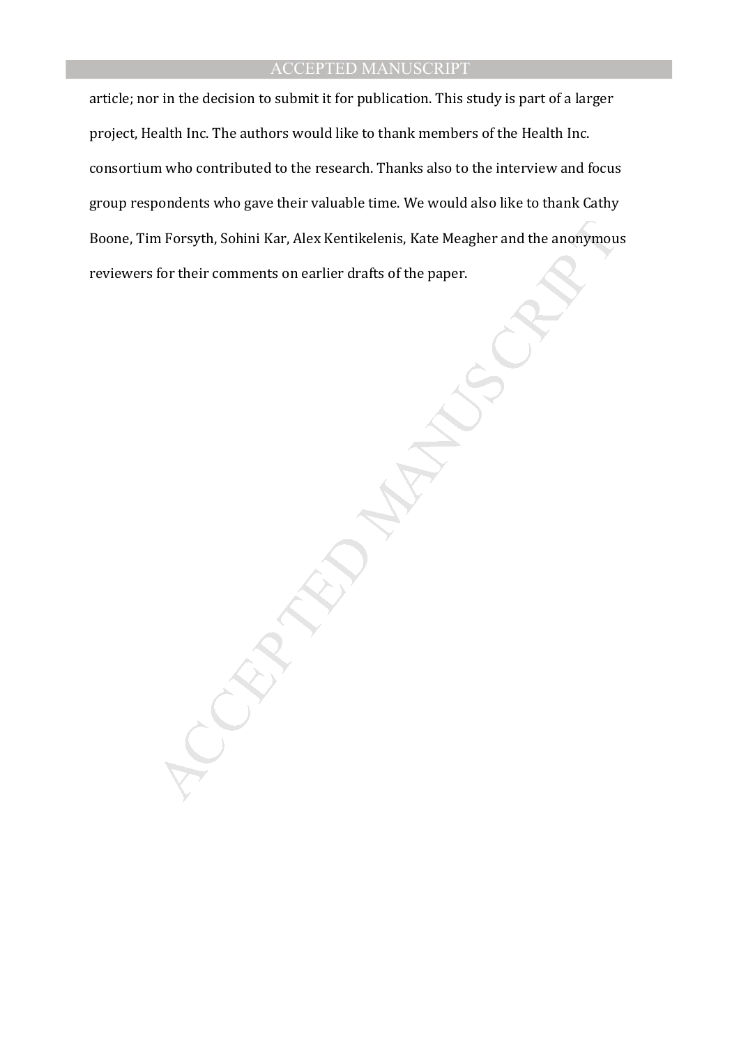article; nor in the decision to submit it for publication. This study is part of a larger project, Health Inc. The authors would like to thank members of the Health Inc. consortium who contributed to the research. Thanks also to the interview and focus group respondents who gave their valuable time. We would also like to thank Cathy Boone, Tim Forsyth, Sohini Kar, Alex Kentikelenis, Kate Meagher and the anonymous reviewers for their comments on earlier drafts of the paper.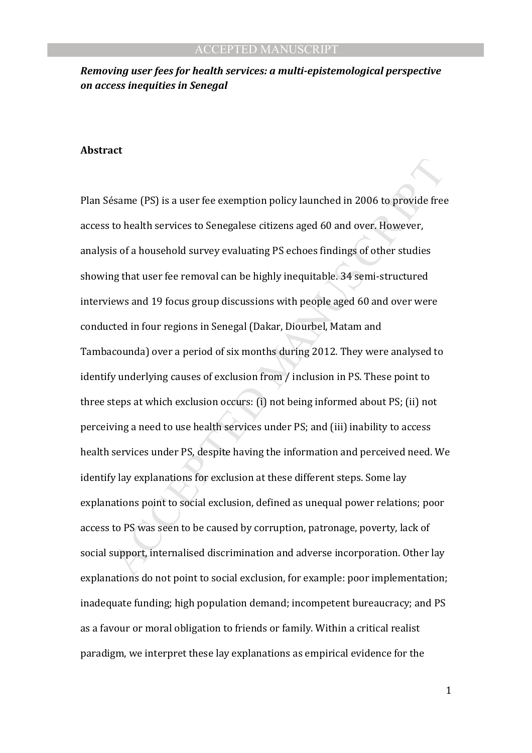***Removing user fees for health services: a multi-epistemological perspective on access inequities in Senegal***

**Abstract**

Plan Sésame (PS) is a user fee exemption policy launched in 2006 to provide free access to health services to Senegalese citizens aged 60 and over. However, analysis of a household survey evaluating PS echoes findings of other studies showing that user fee removal can be highly inequitable. 34 semi-structured interviews and 19 focus group discussions with people aged 60 and over were conducted in four regions in Senegal (Dakar, Diourbel, Matam and Tambacounda) over a period of six months during 2012. They were analysed to identify underlying causes of exclusion from / inclusion in PS. These point to three steps at which exclusion occurs: (i) not being informed about PS; (ii) not perceiving a need to use health services under PS; and (iii) inability to access health services under PS, despite having the information and perceived need. We identify lay explanations for exclusion at these different steps. Some lay explanations point to social exclusion, defined as unequal power relations; poor access to PS was seen to be caused by corruption, patronage, poverty, lack of social support, internalised discrimination and adverse incorporation. Other lay explanations do not point to social exclusion, for example: poor implementation; inadequate funding; high population demand; incompetent bureaucracy; and PS as a favour or moral obligation to friends or family. Within a critical realist paradigm, we interpret these lay explanations as empirical evidence for the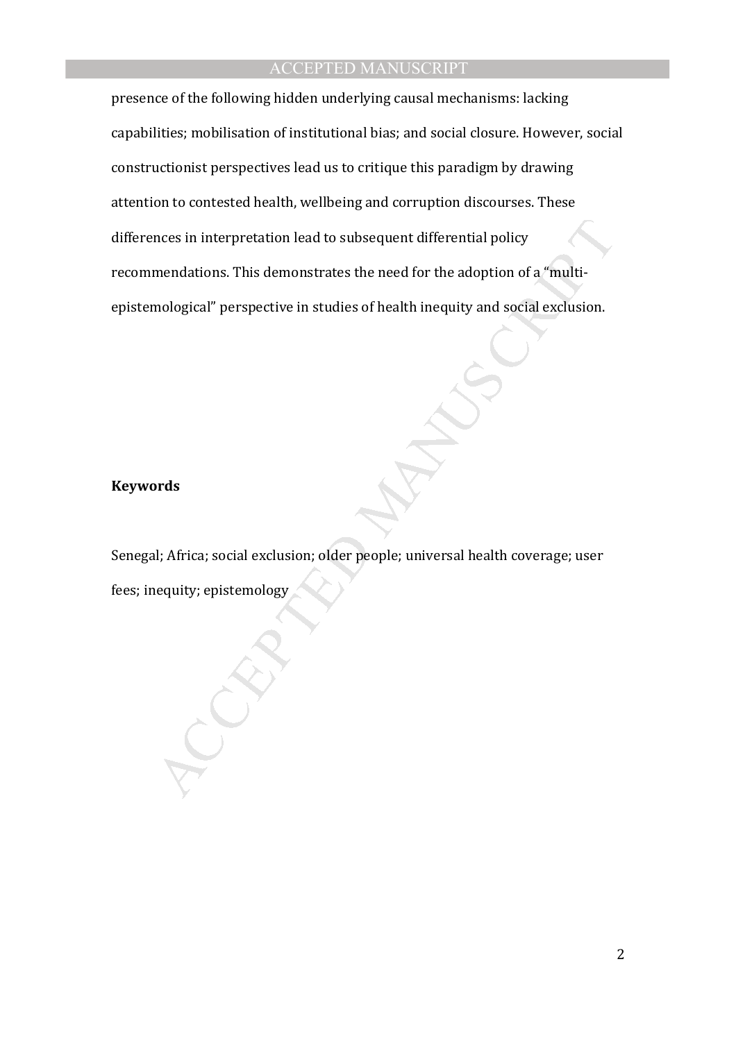presence of the following hidden underlying causal mechanisms: lacking capabilities; mobilisation of institutional bias; and social closure. However, social constructionist perspectives lead us to critique this paradigm by drawing attention to contested health, wellbeing and corruption discourses. These differences in interpretation lead to subsequent differential policy recommendations. This demonstrates the need for the adoption of a "multi-epistemological" perspective in studies of health inequity and social exclusion.

**Keywords**

Senegal; Africa; social exclusion; older people; universal health coverage; user fees; inequity; epistemology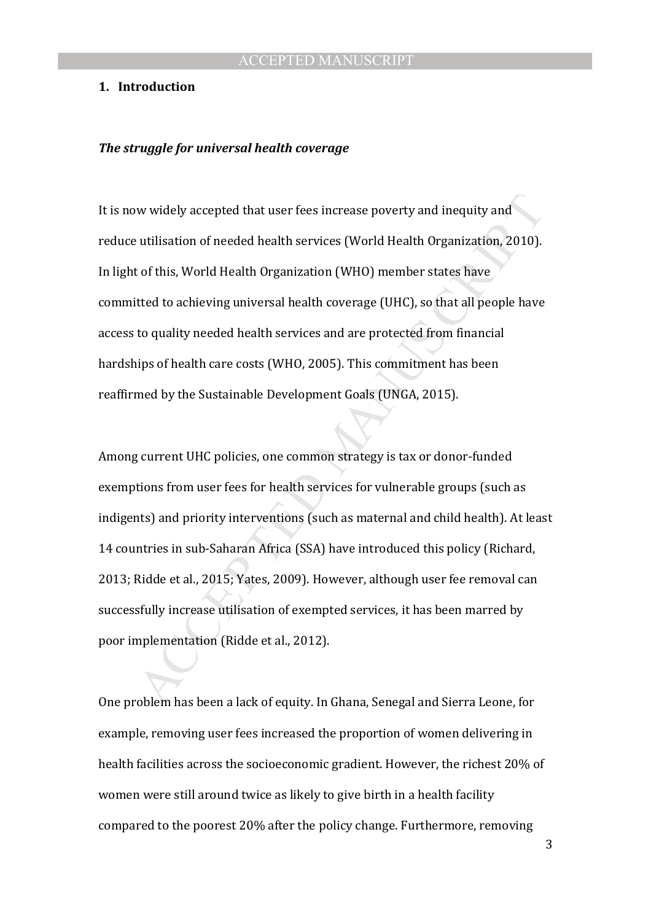## 1. Introduction

### *The struggle for universal health coverage*

It is now widely accepted that user fees increase poverty and inequity and reduce utilisation of needed health services (World Health Organization, 2010). In light of this, World Health Organization (WHO) member states have committed to achieving universal health coverage (UHC), so that all people have access to quality needed health services and are protected from financial hardships of health care costs (WHO, 2005). This commitment has been reaffirmed by the Sustainable Development Goals (UNGA, 2015).

Among current UHC policies, one common strategy is tax or donor-funded exemptions from user fees for health services for vulnerable groups (such as indigents) and priority interventions (such as maternal and child health). At least 14 countries in sub-Saharan Africa (SSA) have introduced this policy (Richard, 2013; Ridde et al., 2015; Yates, 2009). However, although user fee removal can successfully increase utilisation of exempted services, it has been marred by poor implementation (Ridde et al., 2012).

One problem has been a lack of equity. In Ghana, Senegal and Sierra Leone, for example, removing user fees increased the proportion of women delivering in health facilities across the socioeconomic gradient. However, the richest 20% of women were still around twice as likely to give birth in a health facility compared to the poorest 20% after the policy change. Furthermore, removing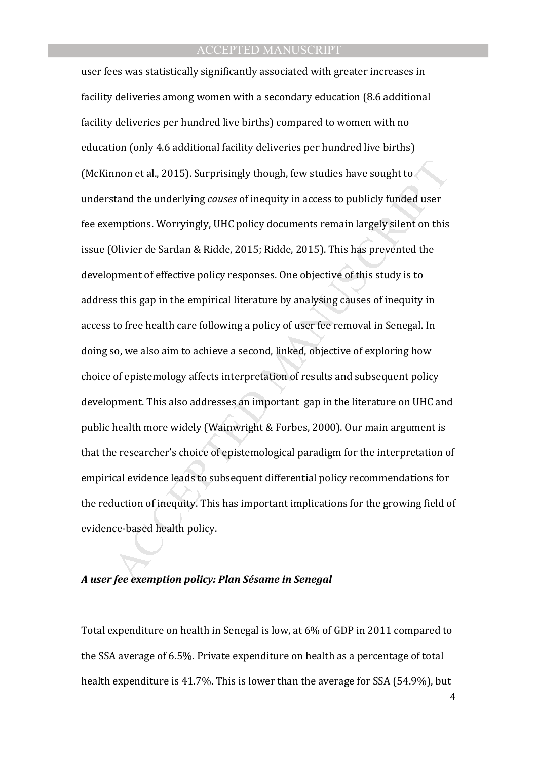user fees was statistically significantly associated with greater increases in facility deliveries among women with a secondary education (8.6 additional facility deliveries per hundred live births) compared to women with no education (only 4.6 additional facility deliveries per hundred live births) (McKinnon et al., 2015). Surprisingly though, few studies have sought to understand the underlying *causes* of inequity in access to publicly funded user fee exemptions. Worryingly, UHC policy documents remain largely silent on this issue (Olivier de Sardan & Ridde, 2015; Ridde, 2015). This has prevented the development of effective policy responses. One objective of this study is to address this gap in the empirical literature by analysing causes of inequity in access to free health care following a policy of user fee removal in Senegal. In doing so, we also aim to achieve a second, linked, objective of exploring how choice of epistemology affects interpretation of results and subsequent policy development. This also addresses an important gap in the literature on UHC and public health more widely (Wainwright & Forbes, 2000). Our main argument is that the researcher's choice of epistemological paradigm for the interpretation of empirical evidence leads to subsequent differential policy recommendations for the reduction of inequity. This has important implications for the growing field of evidence-based health policy.

### *A user fee exemption policy: Plan Sésame in Senegal*

Total expenditure on health in Senegal is low, at 6% of GDP in 2011 compared to the SSA average of 6.5%. Private expenditure on health as a percentage of total health expenditure is 41.7%. This is lower than the average for SSA (54.9%), but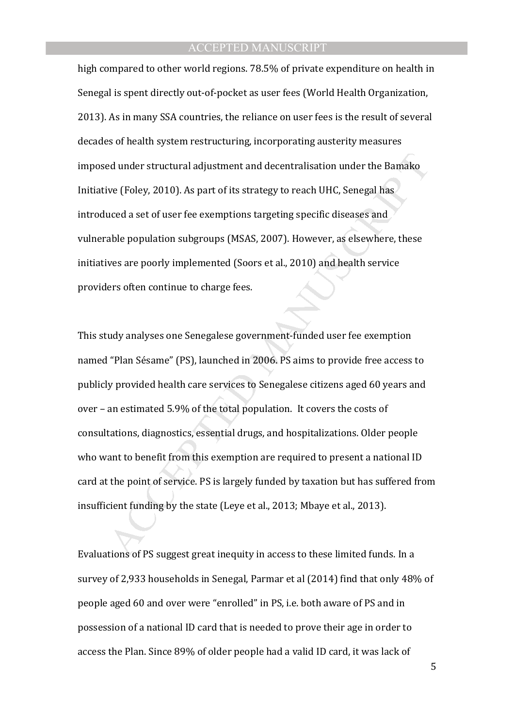high compared to other world regions. 78.5% of private expenditure on health in Senegal is spent directly out-of-pocket as user fees (World Health Organization, 2013). As in many SSA countries, the reliance on user fees is the result of several decades of health system restructuring, incorporating austerity measures imposed under structural adjustment and decentralisation under the Bamako Initiative (Foley, 2010). As part of its strategy to reach UHC, Senegal has introduced a set of user fee exemptions targeting specific diseases and vulnerable population subgroups (MSAS, 2007). However, as elsewhere, these initiatives are poorly implemented (Soors et al., 2010) and health service providers often continue to charge fees.

This study analyses one Senegalese government-funded user fee exemption named "Plan Sésame" (PS), launched in 2006. PS aims to provide free access to publicly provided health care services to Senegalese citizens aged 60 years and over – an estimated 5.9% of the total population. It covers the costs of consultations, diagnostics, essential drugs, and hospitalizations. Older people who want to benefit from this exemption are required to present a national ID card at the point of service. PS is largely funded by taxation but has suffered from insufficient funding by the state (Leye et al., 2013; Mbaye et al., 2013).

Evaluations of PS suggest great inequity in access to these limited funds. In a survey of 2,933 households in Senegal, Parmar et al (2014) find that only 48% of people aged 60 and over were "enrolled" in PS, i.e. both aware of PS and in possession of a national ID card that is needed to prove their age in order to access the Plan. Since 89% of older people had a valid ID card, it was lack of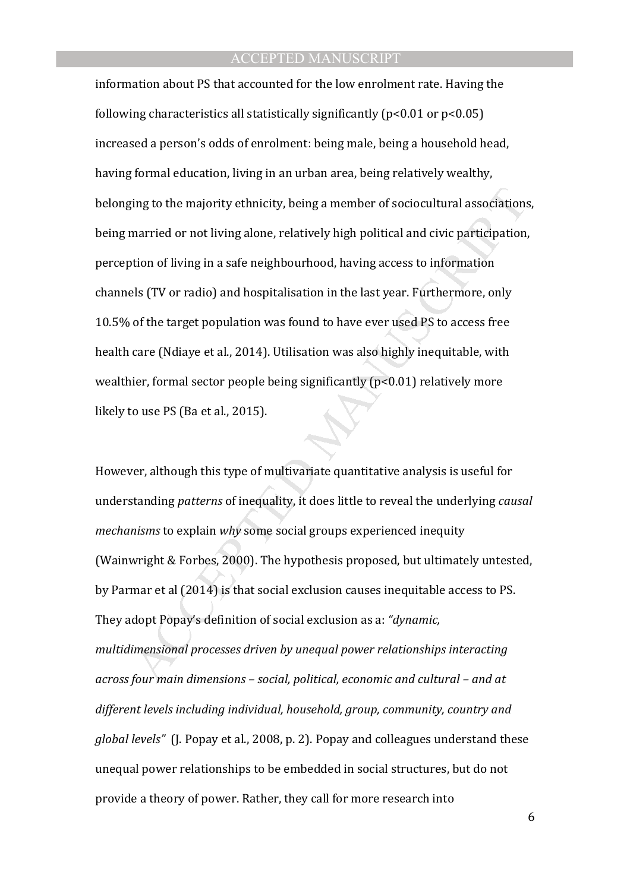information about PS that accounted for the low enrolment rate. Having the following characteristics all statistically significantly ($p<0.01$ or $p<0.05$) increased a person's odds of enrolment: being male, being a household head, having formal education, living in an urban area, being relatively wealthy, belonging to the majority ethnicity, being a member of sociocultural associations, being married or not living alone, relatively high political and civic participation, perception of living in a safe neighbourhood, having access to information channels (TV or radio) and hospitalisation in the last year. Furthermore, only 10.5% of the target population was found to have ever used PS to access free health care (Ndiaye et al., 2014). Utilisation was also highly inequitable, with wealthier, formal sector people being significantly ($p<0.01$) relatively more likely to use PS (Ba et al., 2015).

However, although this type of multivariate quantitative analysis is useful for understanding *patterns* of inequality, it does little to reveal the underlying *causal mechanisms* to explain *why* some social groups experienced inequity (Wainwright & Forbes, 2000). The hypothesis proposed, but ultimately untested, by Parmar et al (2014) is that social exclusion causes inequitable access to PS. They adopt Popay's definition of social exclusion as a: *"dynamic, multidimensional processes driven by unequal power relationships interacting across four main dimensions – social, political, economic and cultural – and at different levels including individual, household, group, community, country and global levels"* (J. Popay et al., 2008, p. 2). Popay and colleagues understand these unequal power relationships to be embedded in social structures, but do not provide a theory of power. Rather, they call for more research into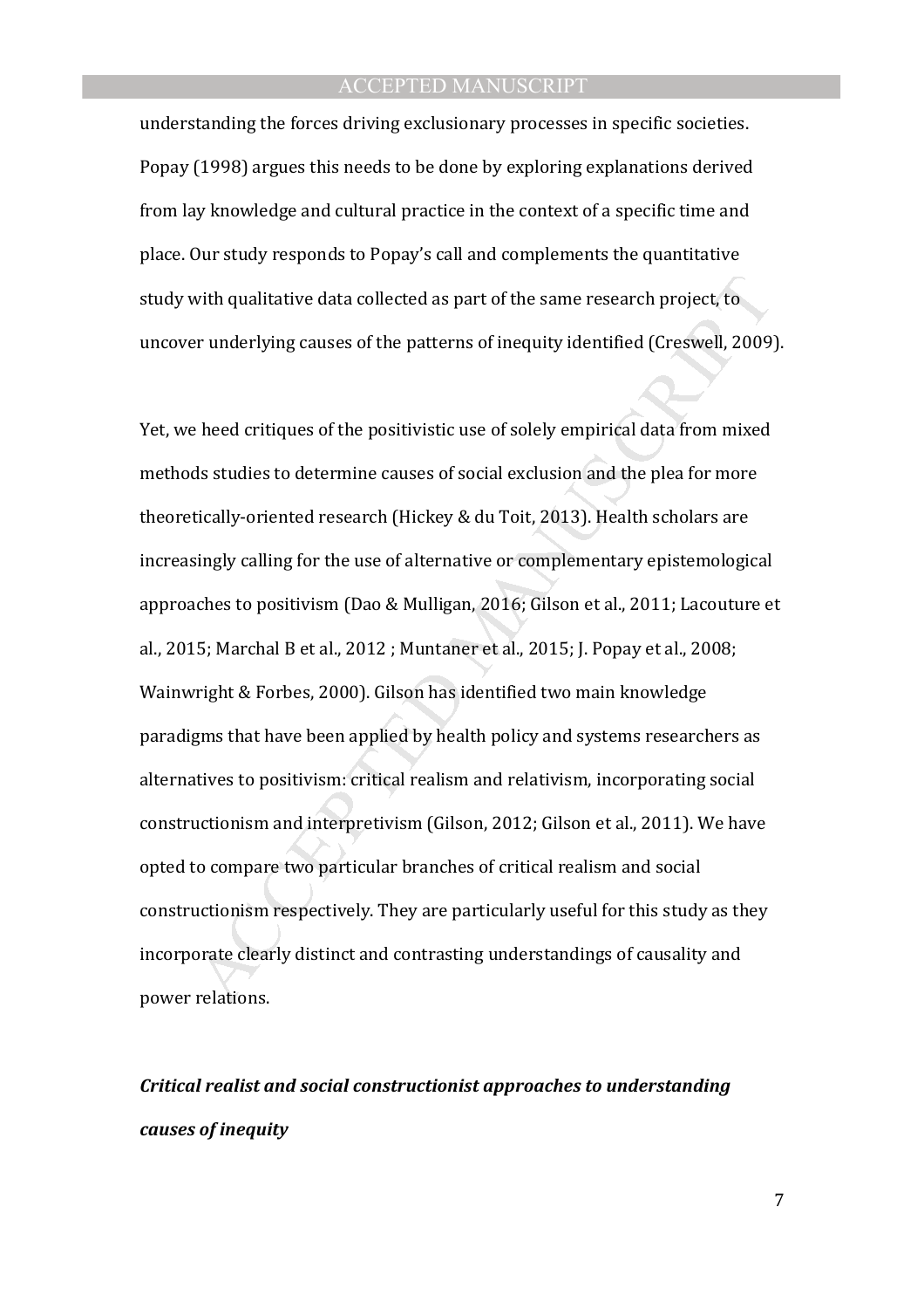understanding the forces driving exclusionary processes in specific societies. Popay (1998) argues this needs to be done by exploring explanations derived from lay knowledge and cultural practice in the context of a specific time and place. Our study responds to Popay's call and complements the quantitative study with qualitative data collected as part of the same research project, to uncover underlying causes of the patterns of inequity identified (Creswell, 2009).

Yet, we heed critiques of the positivistic use of solely empirical data from mixed methods studies to determine causes of social exclusion and the plea for more theoretically-oriented research (Hickey & du Toit, 2013). Health scholars are increasingly calling for the use of alternative or complementary epistemological approaches to positivism (Dao & Mulligan, 2016; Gilson et al., 2011; Lacouture et al., 2015; Marchal B et al., 2012 ; Muntaner et al., 2015; J. Popay et al., 2008; Wainwright & Forbes, 2000). Gilson has identified two main knowledge paradigms that have been applied by health policy and systems researchers as alternatives to positivism: critical realism and relativism, incorporating social constructionism and interpretivism (Gilson, 2012; Gilson et al., 2011). We have opted to compare two particular branches of critical realism and social constructionism respectively. They are particularly useful for this study as they incorporate clearly distinct and contrasting understandings of causality and power relations.

### *Critical realist and social constructionist approaches to understanding causes of inequity*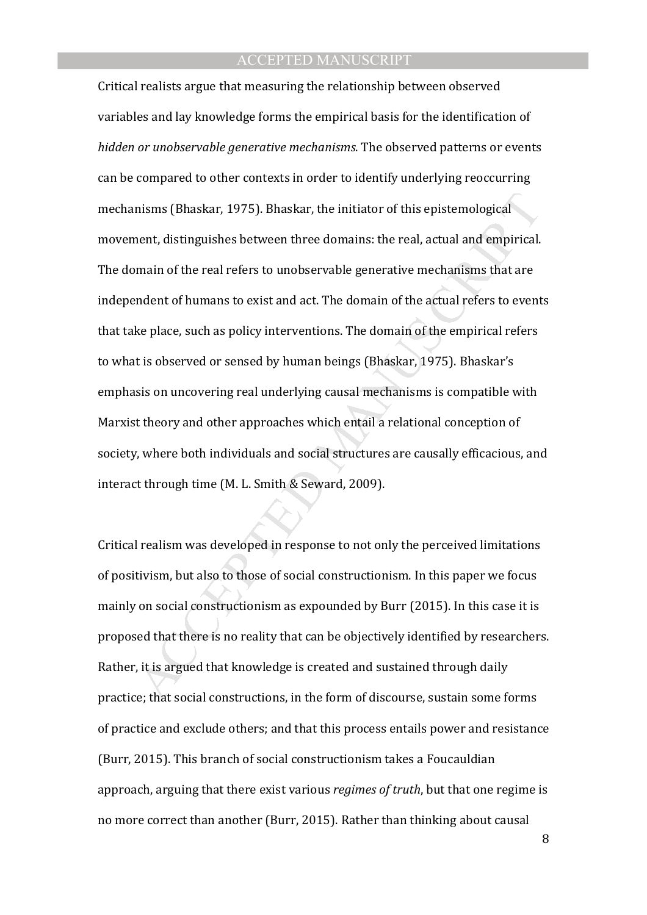Critical realists argue that measuring the relationship between observed variables and lay knowledge forms the empirical basis for the identification of *hidden or unobservable generative mechanisms*. The observed patterns or events can be compared to other contexts in order to identify underlying reoccurring mechanisms (Bhaskar, 1975). Bhaskar, the initiator of this epistemological movement, distinguishes between three domains: the real, actual and empirical. The domain of the real refers to unobservable generative mechanisms that are independent of humans to exist and act. The domain of the actual refers to events that take place, such as policy interventions. The domain of the empirical refers to what is observed or sensed by human beings (Bhaskar, 1975). Bhaskar's emphasis on uncovering real underlying causal mechanisms is compatible with Marxist theory and other approaches which entail a relational conception of society, where both individuals and social structures are causally efficacious, and interact through time (M. L. Smith & Seward, 2009).

Critical realism was developed in response to not only the perceived limitations of positivism, but also to those of social constructionism. In this paper we focus mainly on social constructionism as expounded by Burr (2015). In this case it is proposed that there is no reality that can be objectively identified by researchers. Rather, it is argued that knowledge is created and sustained through daily practice; that social constructions, in the form of discourse, sustain some forms of practice and exclude others; and that this process entails power and resistance (Burr, 2015). This branch of social constructionism takes a Foucauldian approach, arguing that there exist various *regimes of truth*, but that one regime is no more correct than another (Burr, 2015). Rather than thinking about causal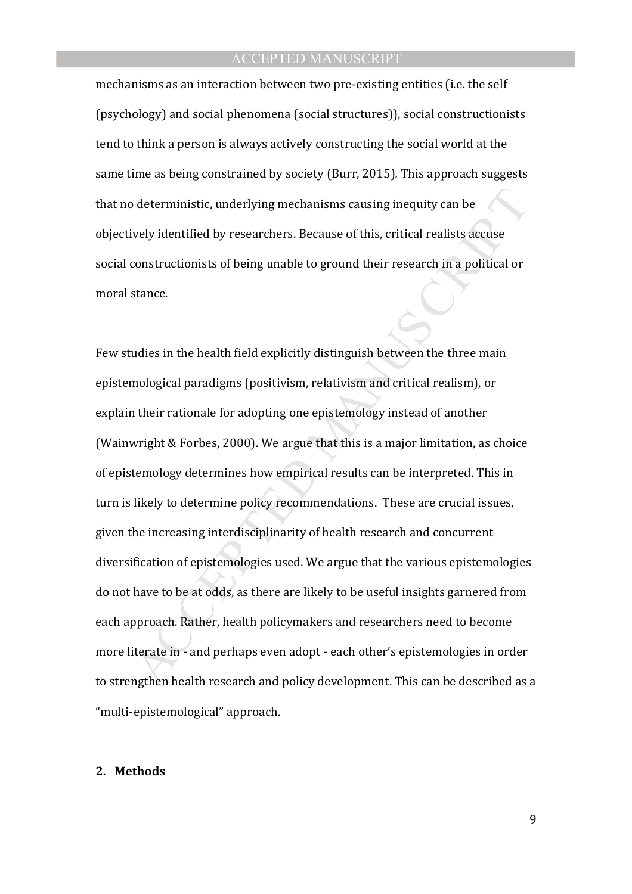mechanisms as an interaction between two pre-existing entities (i.e. the self (psychology) and social phenomena (social structures)), social constructionists tend to think a person is always actively constructing the social world at the same time as being constrained by society (Burr, 2015). This approach suggests that no deterministic, underlying mechanisms causing inequity can be objectively identified by researchers. Because of this, critical realists accuse social constructionists of being unable to ground their research in a political or moral stance.

Few studies in the health field explicitly distinguish between the three main epistemological paradigms (positivism, relativism and critical realism), or explain their rationale for adopting one epistemology instead of another (Wainwright & Forbes, 2000). We argue that this is a major limitation, as choice of epistemology determines how empirical results can be interpreted. This in turn is likely to determine policy recommendations. These are crucial issues, given the increasing interdisciplinarity of health research and concurrent diversification of epistemologies used. We argue that the various epistemologies do not have to be at odds, as there are likely to be useful insights garnered from each approach. Rather, health policymakers and researchers need to become more literate in - and perhaps even adopt - each other's epistemologies in order to strengthen health research and policy development. This can be described as a "multi-epistemological" approach.

## 2. Methods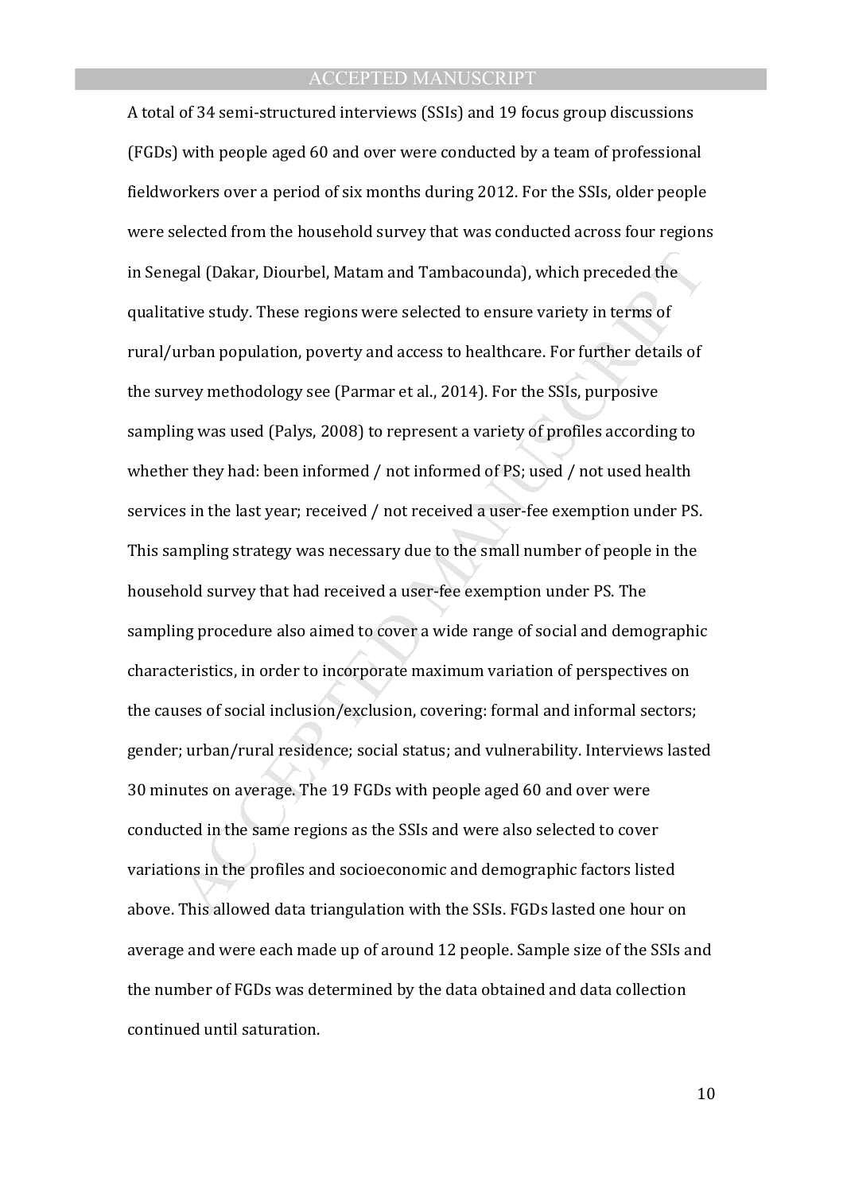A total of 34 semi-structured interviews (SSIs) and 19 focus group discussions (FGDs) with people aged 60 and over were conducted by a team of professional fieldworkers over a period of six months during 2012. For the SSIs, older people were selected from the household survey that was conducted across four regions in Senegal (Dakar, Diourbel, Matam and Tambacounda), which preceded the qualitative study. These regions were selected to ensure variety in terms of rural/urban population, poverty and access to healthcare. For further details of the survey methodology see (Parmar et al., 2014). For the SSIs, purposive sampling was used (Palys, 2008) to represent a variety of profiles according to whether they had: been informed / not informed of PS; used / not used health services in the last year; received / not received a user-fee exemption under PS. This sampling strategy was necessary due to the small number of people in the household survey that had received a user-fee exemption under PS. The sampling procedure also aimed to cover a wide range of social and demographic characteristics, in order to incorporate maximum variation of perspectives on the causes of social inclusion/exclusion, covering: formal and informal sectors; gender; urban/rural residence; social status; and vulnerability. Interviews lasted 30 minutes on average. The 19 FGDs with people aged 60 and over were conducted in the same regions as the SSIs and were also selected to cover variations in the profiles and socioeconomic and demographic factors listed above. This allowed data triangulation with the SSIs. FGDs lasted one hour on average and were each made up of around 12 people. Sample size of the SSIs and the number of FGDs was determined by the data obtained and data collection continued until saturation.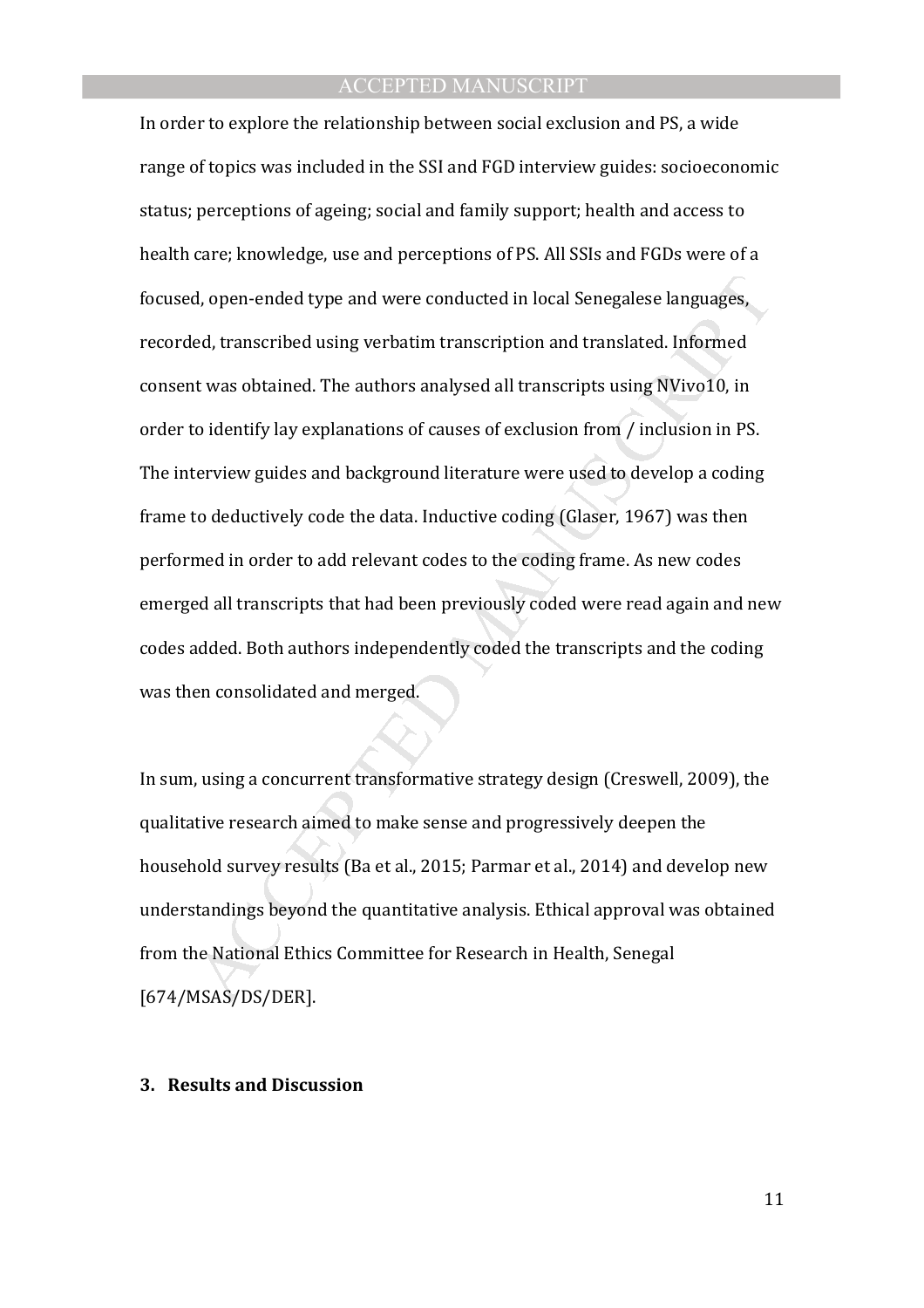In order to explore the relationship between social exclusion and PS, a wide range of topics was included in the SSI and FGD interview guides: socioeconomic status; perceptions of ageing; social and family support; health and access to health care; knowledge, use and perceptions of PS. All SSIs and FGDs were of a focused, open-ended type and were conducted in local Senegalese languages, recorded, transcribed using verbatim transcription and translated. Informed consent was obtained. The authors analysed all transcripts using NVivo10, in order to identify lay explanations of causes of exclusion from / inclusion in PS. The interview guides and background literature were used to develop a coding frame to deductively code the data. Inductive coding (Glaser, 1967) was then performed in order to add relevant codes to the coding frame. As new codes emerged all transcripts that had been previously coded were read again and new codes added. Both authors independently coded the transcripts and the coding was then consolidated and merged.

In sum, using a concurrent transformative strategy design (Creswell, 2009), the qualitative research aimed to make sense and progressively deepen the household survey results (Ba et al., 2015; Parmar et al., 2014) and develop new understandings beyond the quantitative analysis. Ethical approval was obtained from the National Ethics Committee for Research in Health, Senegal [674/MSAS/DS/DER].

## 3. Results and Discussion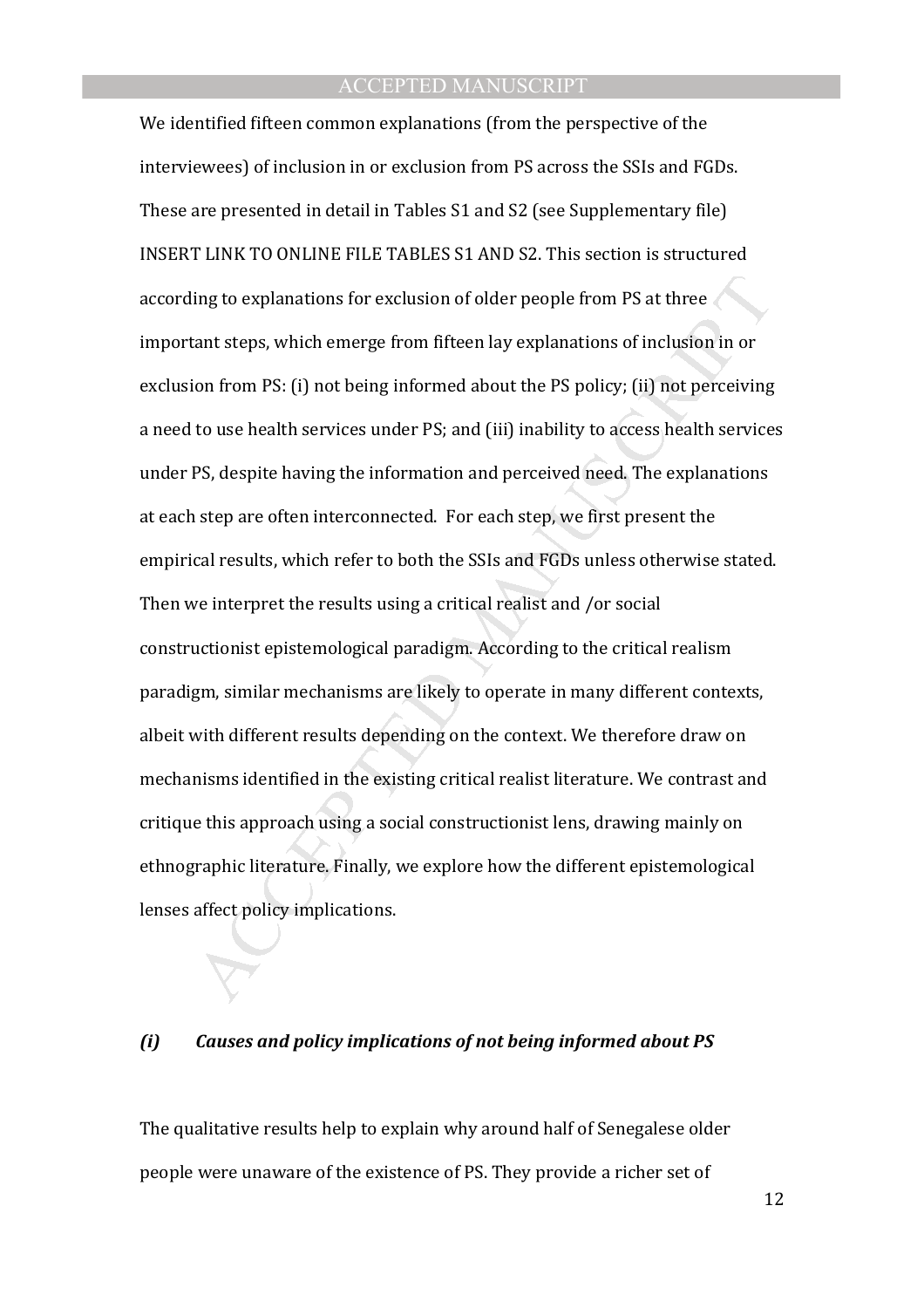We identified fifteen common explanations (from the perspective of the interviewees) of inclusion in or exclusion from PS across the SSIs and FGDs. These are presented in detail in Tables S1 and S2 (see Supplementary file) INSERT LINK TO ONLINE FILE TABLES S1 AND S2. This section is structured according to explanations for exclusion of older people from PS at three important steps, which emerge from fifteen lay explanations of inclusion in or exclusion from PS: (i) not being informed about the PS policy; (ii) not perceiving a need to use health services under PS; and (iii) inability to access health services under PS, despite having the information and perceived need. The explanations at each step are often interconnected. For each step, we first present the empirical results, which refer to both the SSIs and FGDs unless otherwise stated. Then we interpret the results using a critical realist and /or social constructionist epistemological paradigm. According to the critical realism paradigm, similar mechanisms are likely to operate in many different contexts, albeit with different results depending on the context. We therefore draw on mechanisms identified in the existing critical realist literature. We contrast and critique this approach using a social constructionist lens, drawing mainly on ethnographic literature. Finally, we explore how the different epistemological lenses affect policy implications.

### *(i) Causes and policy implications of not being informed about PS*

The qualitative results help to explain why around half of Senegalese older people were unaware of the existence of PS. They provide a richer set of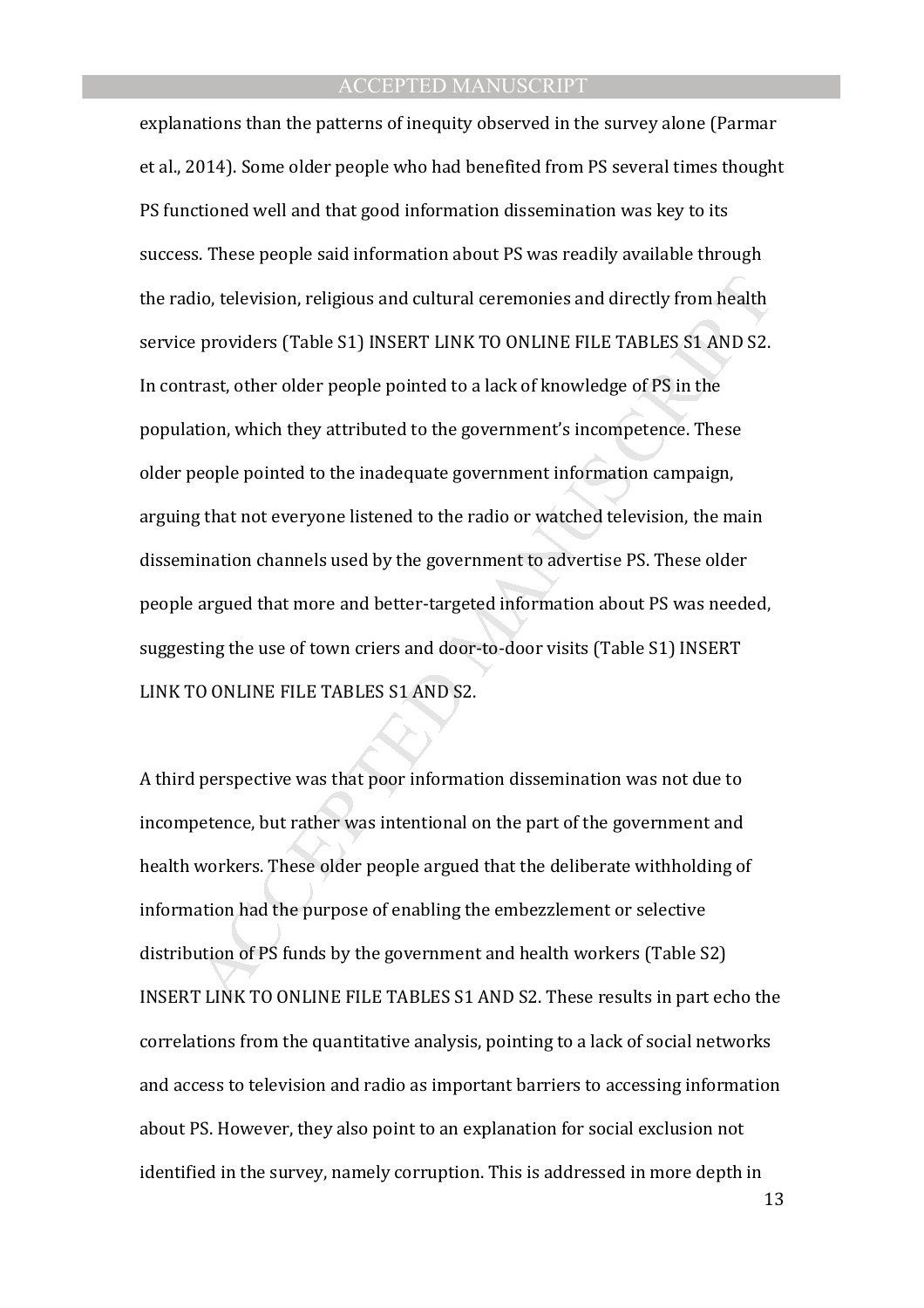explanations than the patterns of inequity observed in the survey alone (Parmar et al., 2014). Some older people who had benefited from PS several times thought PS functioned well and that good information dissemination was key to its success. These people said information about PS was readily available through the radio, television, religious and cultural ceremonies and directly from health service providers (Table S1) INSERT LINK TO ONLINE FILE TABLES S1 AND S2. In contrast, other older people pointed to a lack of knowledge of PS in the population, which they attributed to the government's incompetence. These older people pointed to the inadequate government information campaign, arguing that not everyone listened to the radio or watched television, the main dissemination channels used by the government to advertise PS. These older people argued that more and better-targeted information about PS was needed, suggesting the use of town criers and door-to-door visits (Table S1) INSERT LINK TO ONLINE FILE TABLES S1 AND S2.

A third perspective was that poor information dissemination was not due to incompetence, but rather was intentional on the part of the government and health workers. These older people argued that the deliberate withholding of information had the purpose of enabling the embezzlement or selective distribution of PS funds by the government and health workers (Table S2) INSERT LINK TO ONLINE FILE TABLES S1 AND S2. These results in part echo the correlations from the quantitative analysis, pointing to a lack of social networks and access to television and radio as important barriers to accessing information about PS. However, they also point to an explanation for social exclusion not identified in the survey, namely corruption. This is addressed in more depth in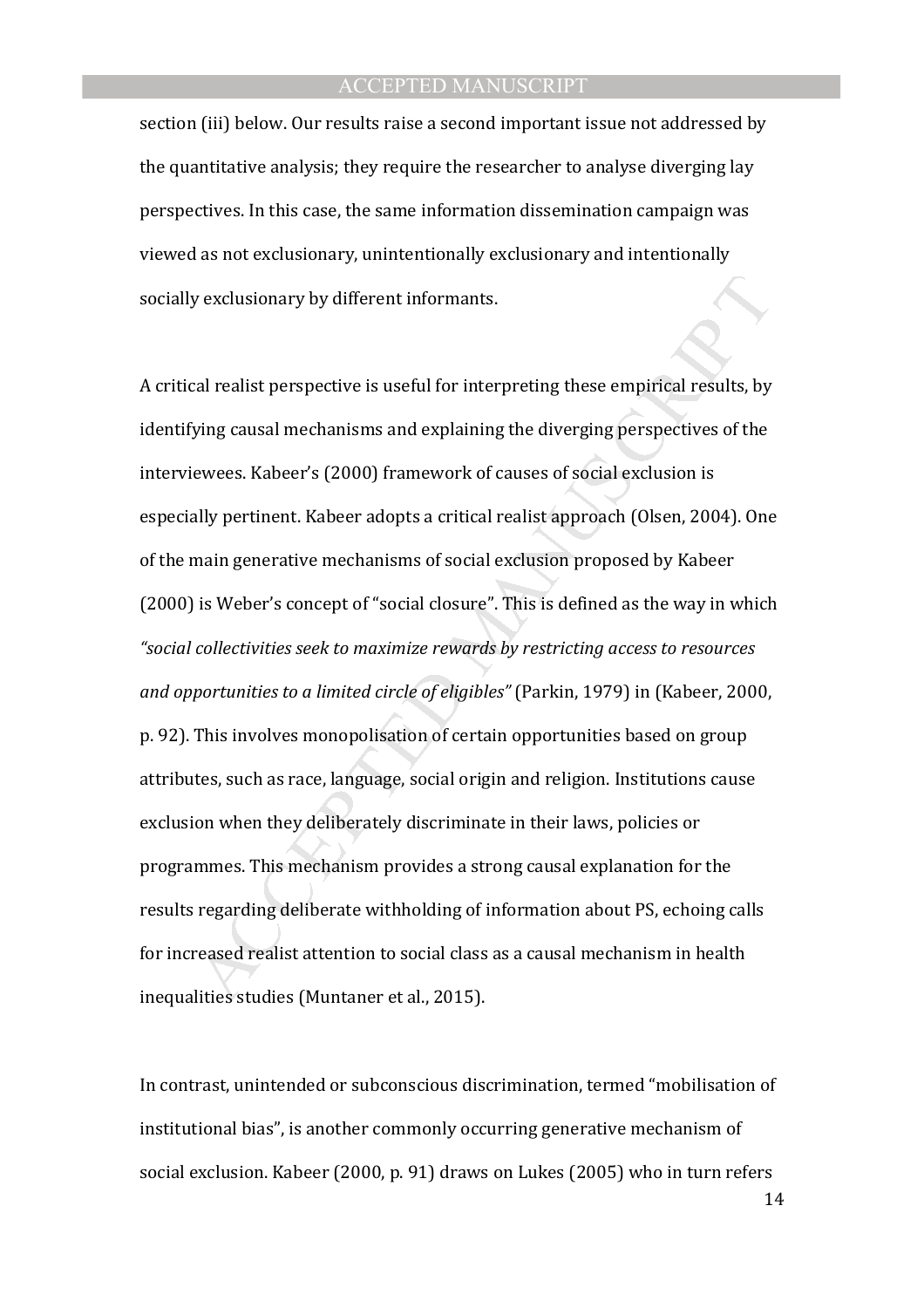section (iii) below. Our results raise a second important issue not addressed by the quantitative analysis; they require the researcher to analyse diverging lay perspectives. In this case, the same information dissemination campaign was viewed as not exclusionary, unintentionally exclusionary and intentionally socially exclusionary by different informants.

A critical realist perspective is useful for interpreting these empirical results, by identifying causal mechanisms and explaining the diverging perspectives of the interviewees. Kabeer's (2000) framework of causes of social exclusion is especially pertinent. Kabeer adopts a critical realist approach (Olsen, 2004). One of the main generative mechanisms of social exclusion proposed by Kabeer (2000) is Weber's concept of "social closure". This is defined as the way in which *"social collectivities seek to maximize rewards by restricting access to resources and opportunities to a limited circle of eligibles"* (Parkin, 1979) in (Kabeer, 2000, p. 92). This involves monopolisation of certain opportunities based on group attributes, such as race, language, social origin and religion. Institutions cause exclusion when they deliberately discriminate in their laws, policies or programmes. This mechanism provides a strong causal explanation for the results regarding deliberate withholding of information about PS, echoing calls for increased realist attention to social class as a causal mechanism in health inequalities studies (Muntaner et al., 2015).

In contrast, unintended or subconscious discrimination, termed "mobilisation of institutional bias", is another commonly occurring generative mechanism of social exclusion. Kabeer (2000, p. 91) draws on Lukes (2005) who in turn refers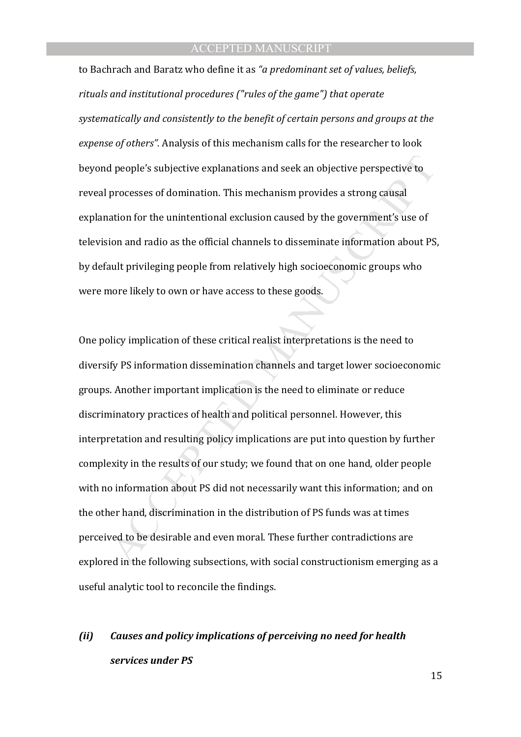to Bachrach and Baratz who define it as *"a predominant set of values, beliefs, rituals and institutional procedures ("rules of the game") that operate systematically and consistently to the benefit of certain persons and groups at the expense of others".* Analysis of this mechanism calls for the researcher to look beyond people's subjective explanations and seek an objective perspective to reveal processes of domination. This mechanism provides a strong causal explanation for the unintentional exclusion caused by the government's use of television and radio as the official channels to disseminate information about PS, by default privileging people from relatively high socioeconomic groups who were more likely to own or have access to these goods.

One policy implication of these critical realist interpretations is the need to diversify PS information dissemination channels and target lower socioeconomic groups. Another important implication is the need to eliminate or reduce discriminatory practices of health and political personnel. However, this interpretation and resulting policy implications are put into question by further complexity in the results of our study; we found that on one hand, older people with no information about PS did not necessarily want this information; and on the other hand, discrimination in the distribution of PS funds was at times perceived to be desirable and even moral. These further contradictions are explored in the following subsections, with social constructionism emerging as a useful analytic tool to reconcile the findings.

### *(ii) Causes and policy implications of perceiving no need for health services under PS*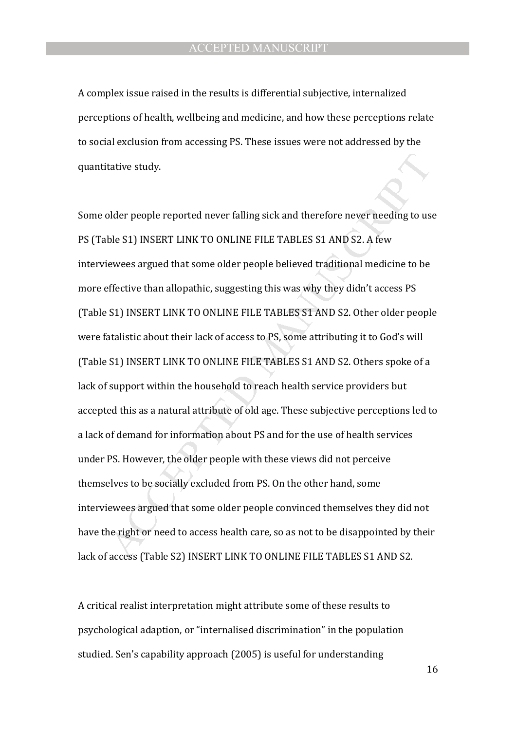A complex issue raised in the results is differential subjective, internalized perceptions of health, wellbeing and medicine, and how these perceptions relate to social exclusion from accessing PS. These issues were not addressed by the quantitative study.

Some older people reported never falling sick and therefore never needing to use PS (Table S1) INSERT LINK TO ONLINE FILE TABLES S1 AND S2. A few interviewees argued that some older people believed traditional medicine to be more effective than allopathic, suggesting this was why they didn't access PS (Table S1) INSERT LINK TO ONLINE FILE TABLES S1 AND S2. Other older people were fatalistic about their lack of access to PS, some attributing it to God's will (Table S1) INSERT LINK TO ONLINE FILE TABLES S1 AND S2. Others spoke of a lack of support within the household to reach health service providers but accepted this as a natural attribute of old age. These subjective perceptions led to a lack of demand for information about PS and for the use of health services under PS. However, the older people with these views did not perceive themselves to be socially excluded from PS. On the other hand, some interviewees argued that some older people convinced themselves they did not have the right or need to access health care, so as not to be disappointed by their lack of access (Table S2) INSERT LINK TO ONLINE FILE TABLES S1 AND S2.

A critical realist interpretation might attribute some of these results to psychological adaption, or "internalised discrimination" in the population studied. Sen's capability approach (2005) is useful for understanding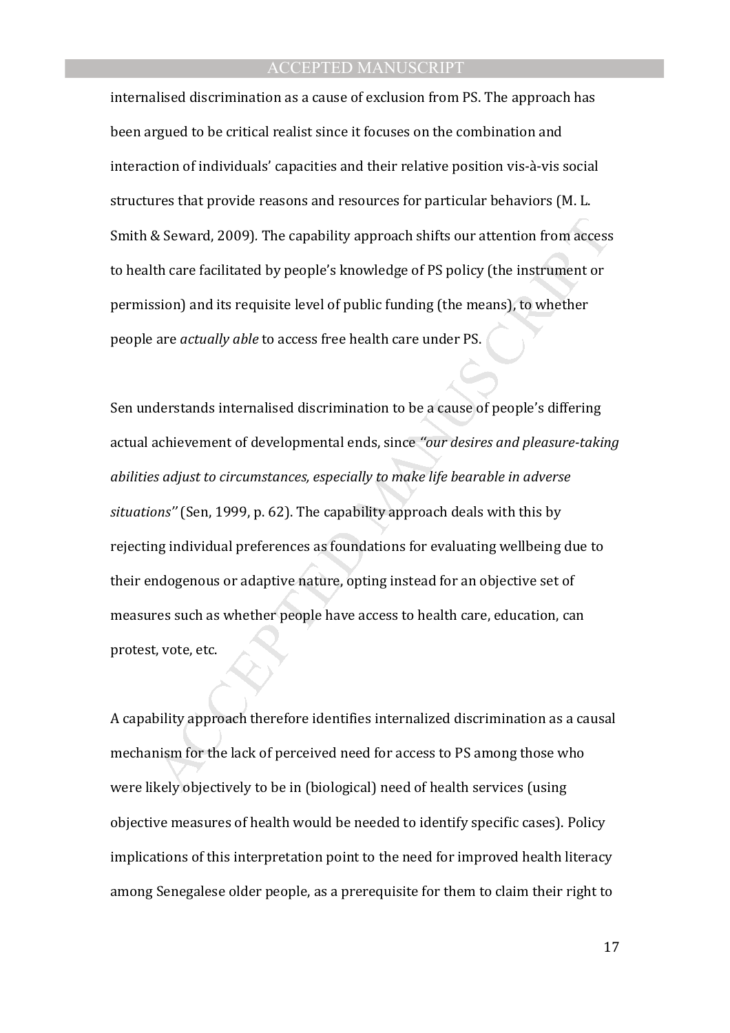internalised discrimination as a cause of exclusion from PS. The approach has been argued to be critical realist since it focuses on the combination and interaction of individuals' capacities and their relative position vis-à-vis social structures that provide reasons and resources for particular behaviors (M. L. Smith & Seward, 2009). The capability approach shifts our attention from access to health care facilitated by people's knowledge of PS policy (the instrument or permission) and its requisite level of public funding (the means), to whether people are *actually able* to access free health care under PS.

Sen understands internalised discrimination to be a cause of people's differing actual achievement of developmental ends, since *"our desires and pleasure-taking abilities adjust to circumstances, especially to make life bearable in adverse situations"* (Sen, 1999, p. 62). The capability approach deals with this by rejecting individual preferences as foundations for evaluating wellbeing due to their endogenous or adaptive nature, opting instead for an objective set of measures such as whether people have access to health care, education, can protest, vote, etc.

A capability approach therefore identifies internalized discrimination as a causal mechanism for the lack of perceived need for access to PS among those who were likely objectively to be in (biological) need of health services (using objective measures of health would be needed to identify specific cases). Policy implications of this interpretation point to the need for improved health literacy among Senegalese older people, as a prerequisite for them to claim their right to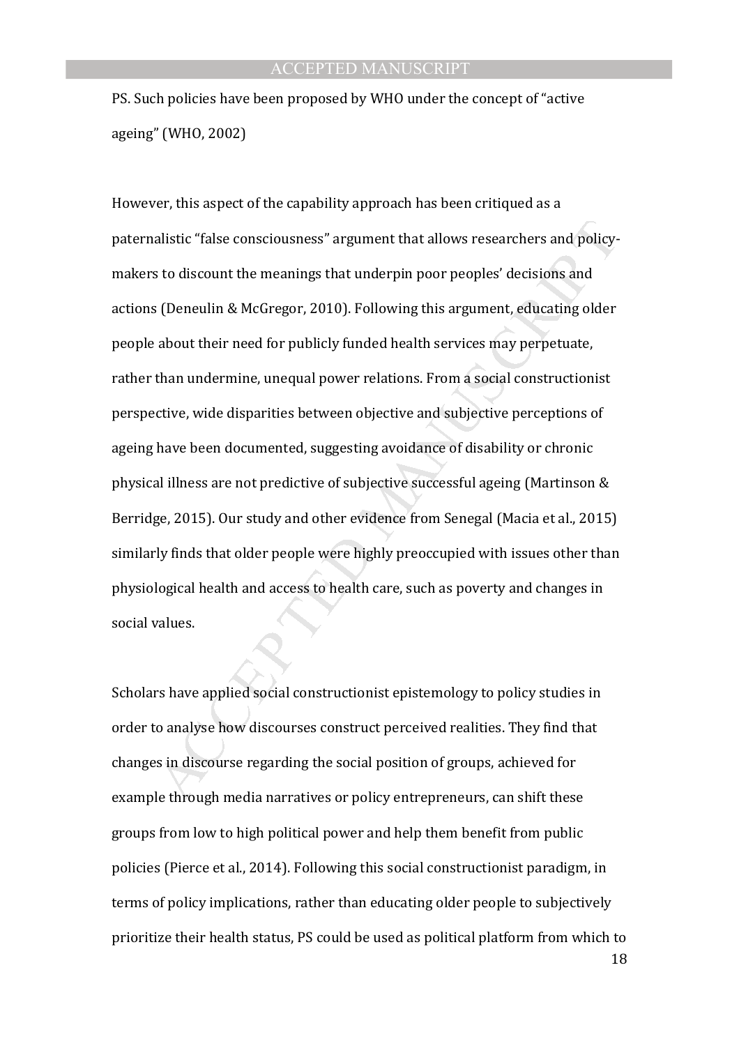PS. Such policies have been proposed by WHO under the concept of "active ageing" (WHO, 2002)

However, this aspect of the capability approach has been critiqued as a paternalistic "false consciousness" argument that allows researchers and policy-makers to discount the meanings that underpin poor peoples' decisions and actions (Deneulin & McGregor, 2010). Following this argument, educating older people about their need for publicly funded health services may perpetuate, rather than undermine, unequal power relations. From a social constructionist perspective, wide disparities between objective and subjective perceptions of ageing have been documented, suggesting avoidance of disability or chronic physical illness are not predictive of subjective successful ageing (Martinson & Berridge, 2015). Our study and other evidence from Senegal (Macia et al., 2015) similarly finds that older people were highly preoccupied with issues other than physiological health and access to health care, such as poverty and changes in social values.

Scholars have applied social constructionist epistemology to policy studies in order to analyse how discourses construct perceived realities. They find that changes in discourse regarding the social position of groups, achieved for example through media narratives or policy entrepreneurs, can shift these groups from low to high political power and help them benefit from public policies (Pierce et al., 2014). Following this social constructionist paradigm, in terms of policy implications, rather than educating older people to subjectively prioritize their health status, PS could be used as political platform from which to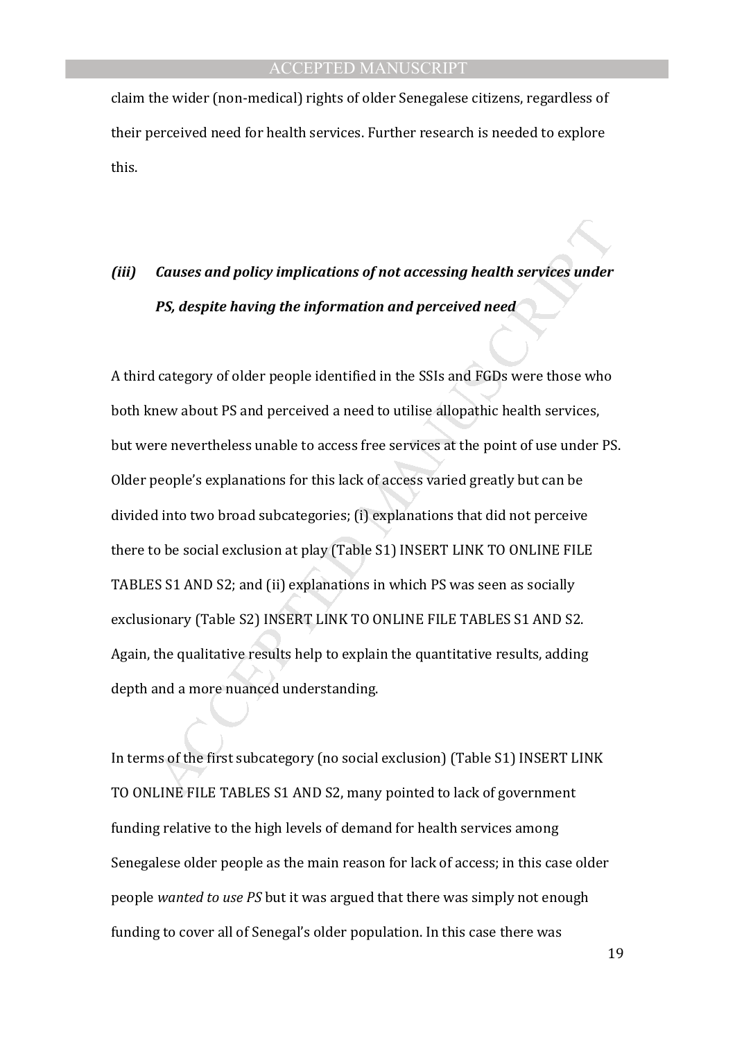claim the wider (non-medical) rights of older Senegalese citizens, regardless of their perceived need for health services. Further research is needed to explore this.

### *(iii) Causes and policy implications of not accessing health services under PS, despite having the information and perceived need*

A third category of older people identified in the SSIs and FGDs were those who both knew about PS and perceived a need to utilise allopathic health services, but were nevertheless unable to access free services at the point of use under PS. Older people's explanations for this lack of access varied greatly but can be divided into two broad subcategories; (i) explanations that did not perceive there to be social exclusion at play (Table S1) INSERT LINK TO ONLINE FILE TABLES S1 AND S2; and (ii) explanations in which PS was seen as socially exclusionary (Table S2) INSERT LINK TO ONLINE FILE TABLES S1 AND S2. Again, the qualitative results help to explain the quantitative results, adding depth and a more nuanced understanding.

In terms of the first subcategory (no social exclusion) (Table S1) INSERT LINK TO ONLINE FILE TABLES S1 AND S2, many pointed to lack of government funding relative to the high levels of demand for health services among Senegalese older people as the main reason for lack of access; in this case older people *wanted to use PS* but it was argued that there was simply not enough funding to cover all of Senegal's older population. In this case there was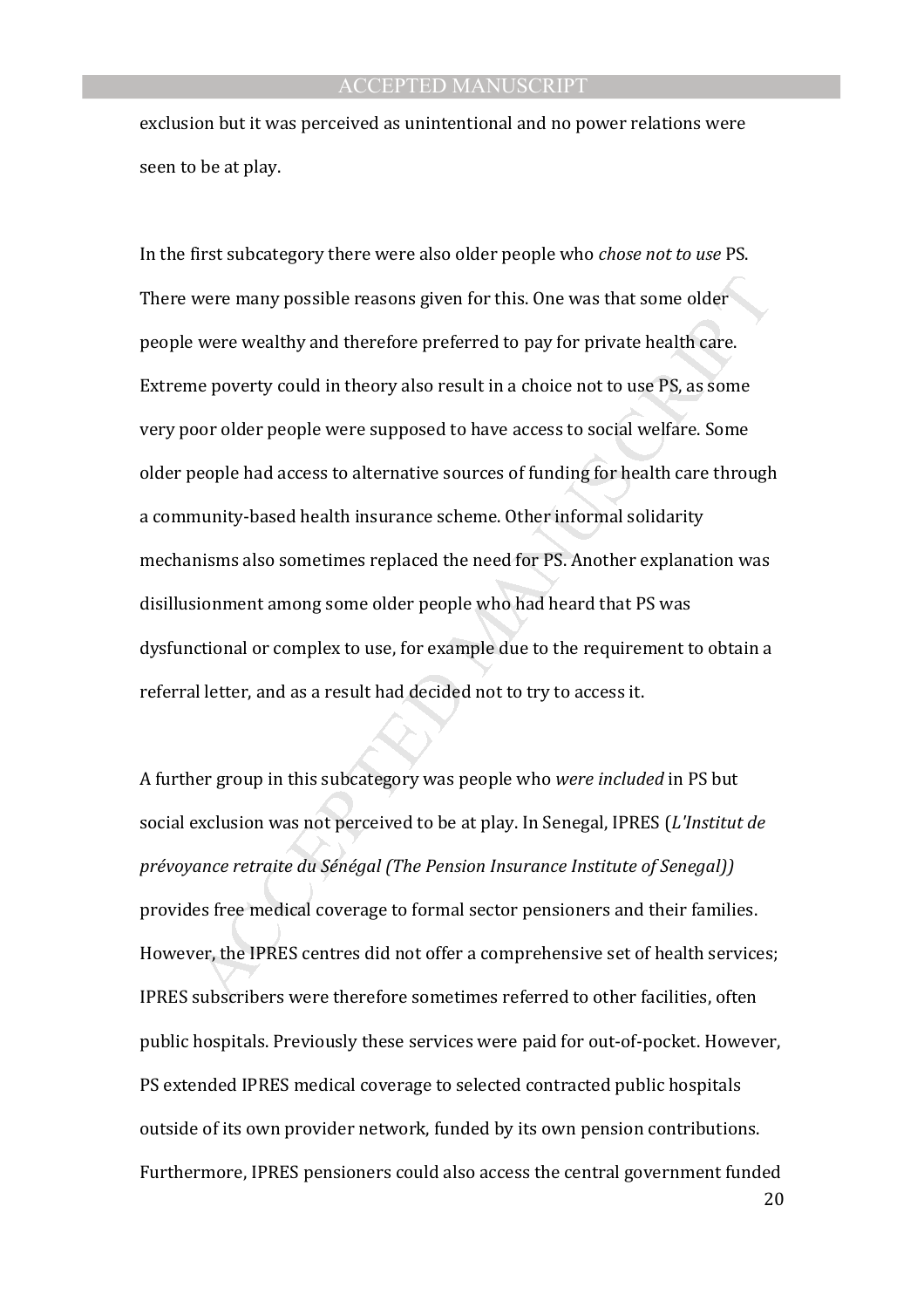exclusion but it was perceived as unintentional and no power relations were seen to be at play.

In the first subcategory there were also older people who *chose not to use* PS. There were many possible reasons given for this. One was that some older people were wealthy and therefore preferred to pay for private health care. Extreme poverty could in theory also result in a choice not to use PS, as some very poor older people were supposed to have access to social welfare. Some older people had access to alternative sources of funding for health care through a community-based health insurance scheme. Other informal solidarity mechanisms also sometimes replaced the need for PS. Another explanation was disillusionment among some older people who had heard that PS was dysfunctional or complex to use, for example due to the requirement to obtain a referral letter, and as a result had decided not to try to access it.

A further group in this subcategory was people who *were included* in PS but social exclusion was not perceived to be at play. In Senegal, IPRES (*L'Institut de prévoyance retraite du Sénégal (The Pension Insurance Institute of Senegal))* provides free medical coverage to formal sector pensioners and their families. However, the IPRES centres did not offer a comprehensive set of health services; IPRES subscribers were therefore sometimes referred to other facilities, often public hospitals. Previously these services were paid for out-of-pocket. However, PS extended IPRES medical coverage to selected contracted public hospitals outside of its own provider network, funded by its own pension contributions. Furthermore, IPRES pensioners could also access the central government funded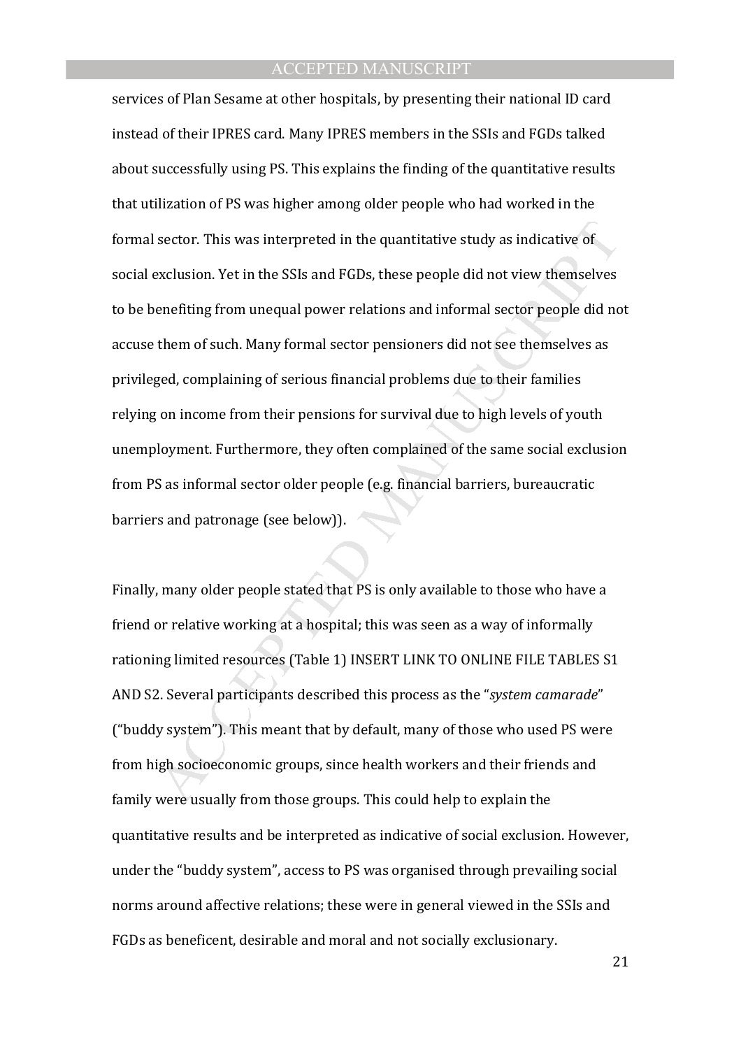services of Plan Sesame at other hospitals, by presenting their national ID card instead of their IPRES card. Many IPRES members in the SSIs and FGDs talked about successfully using PS. This explains the finding of the quantitative results that utilization of PS was higher among older people who had worked in the formal sector. This was interpreted in the quantitative study as indicative of social exclusion. Yet in the SSIs and FGDs, these people did not view themselves to be benefiting from unequal power relations and informal sector people did not accuse them of such. Many formal sector pensioners did not see themselves as privileged, complaining of serious financial problems due to their families relying on income from their pensions for survival due to high levels of youth unemployment. Furthermore, they often complained of the same social exclusion from PS as informal sector older people (e.g. financial barriers, bureaucratic barriers and patronage (see below)).

Finally, many older people stated that PS is only available to those who have a friend or relative working at a hospital; this was seen as a way of informally rationing limited resources (Table 1) INSERT LINK TO ONLINE FILE TABLES S1 AND S2. Several participants described this process as the "*system camarade*" ("buddy system"). This meant that by default, many of those who used PS were from high socioeconomic groups, since health workers and their friends and family were usually from those groups. This could help to explain the quantitative results and be interpreted as indicative of social exclusion. However, under the "buddy system", access to PS was organised through prevailing social norms around affective relations; these were in general viewed in the SSIs and FGDs as beneficent, desirable and moral and not socially exclusionary.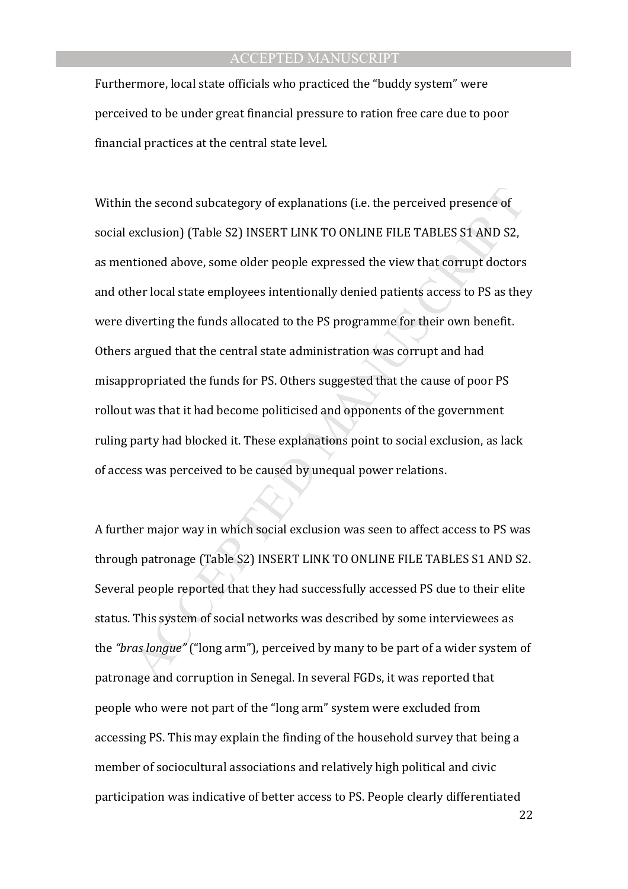Furthermore, local state officials who practiced the "buddy system" were perceived to be under great financial pressure to ration free care due to poor financial practices at the central state level.

Within the second subcategory of explanations (i.e. the perceived presence of social exclusion) (Table S2) INSERT LINK TO ONLINE FILE TABLES S1 AND S2, as mentioned above, some older people expressed the view that corrupt doctors and other local state employees intentionally denied patients access to PS as they were diverting the funds allocated to the PS programme for their own benefit. Others argued that the central state administration was corrupt and had misappropriated the funds for PS. Others suggested that the cause of poor PS rollout was that it had become politicised and opponents of the government ruling party had blocked it. These explanations point to social exclusion, as lack of access was perceived to be caused by unequal power relations.

A further major way in which social exclusion was seen to affect access to PS was through patronage (Table S2) INSERT LINK TO ONLINE FILE TABLES S1 AND S2. Several people reported that they had successfully accessed PS due to their elite status. This system of social networks was described by some interviewees as the *"bras longue"* ("long arm"), perceived by many to be part of a wider system of patronage and corruption in Senegal. In several FGDs, it was reported that people who were not part of the "long arm" system were excluded from accessing PS. This may explain the finding of the household survey that being a member of sociocultural associations and relatively high political and civic participation was indicative of better access to PS. People clearly differentiated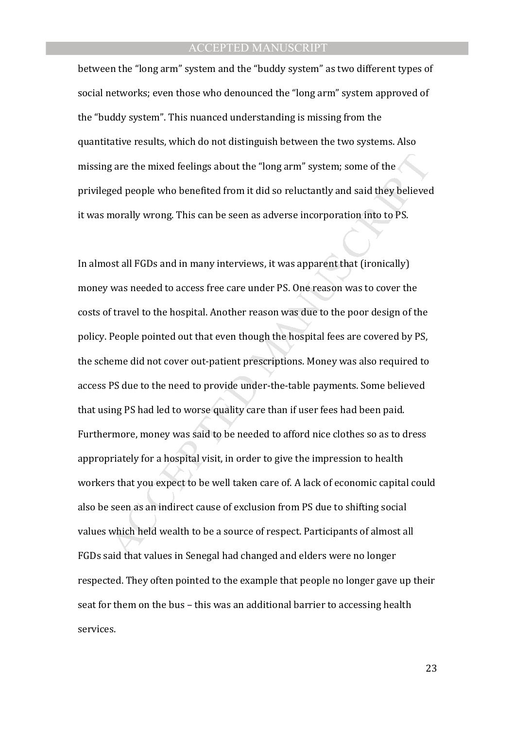between the “long arm” system and the “buddy system” as two different types of social networks; even those who denounced the “long arm” system approved of the “buddy system”. This nuanced understanding is missing from the quantitative results, which do not distinguish between the two systems. Also missing are the mixed feelings about the “long arm” system; some of the privileged people who benefited from it did so reluctantly and said they believed it was morally wrong. This can be seen as adverse incorporation into to PS.

In almost all FGDs and in many interviews, it was apparent that (ironically) money was needed to access free care under PS. One reason was to cover the costs of travel to the hospital. Another reason was due to the poor design of the policy. People pointed out that even though the hospital fees are covered by PS, the scheme did not cover out-patient prescriptions. Money was also required to access PS due to the need to provide under-the-table payments. Some believed that using PS had led to worse quality care than if user fees had been paid. Furthermore, money was said to be needed to afford nice clothes so as to dress appropriately for a hospital visit, in order to give the impression to health workers that you expect to be well taken care of. A lack of economic capital could also be seen as an indirect cause of exclusion from PS due to shifting social values which held wealth to be a source of respect. Participants of almost all FGDs said that values in Senegal had changed and elders were no longer respected. They often pointed to the example that people no longer gave up their seat for them on the bus – this was an additional barrier to accessing health services.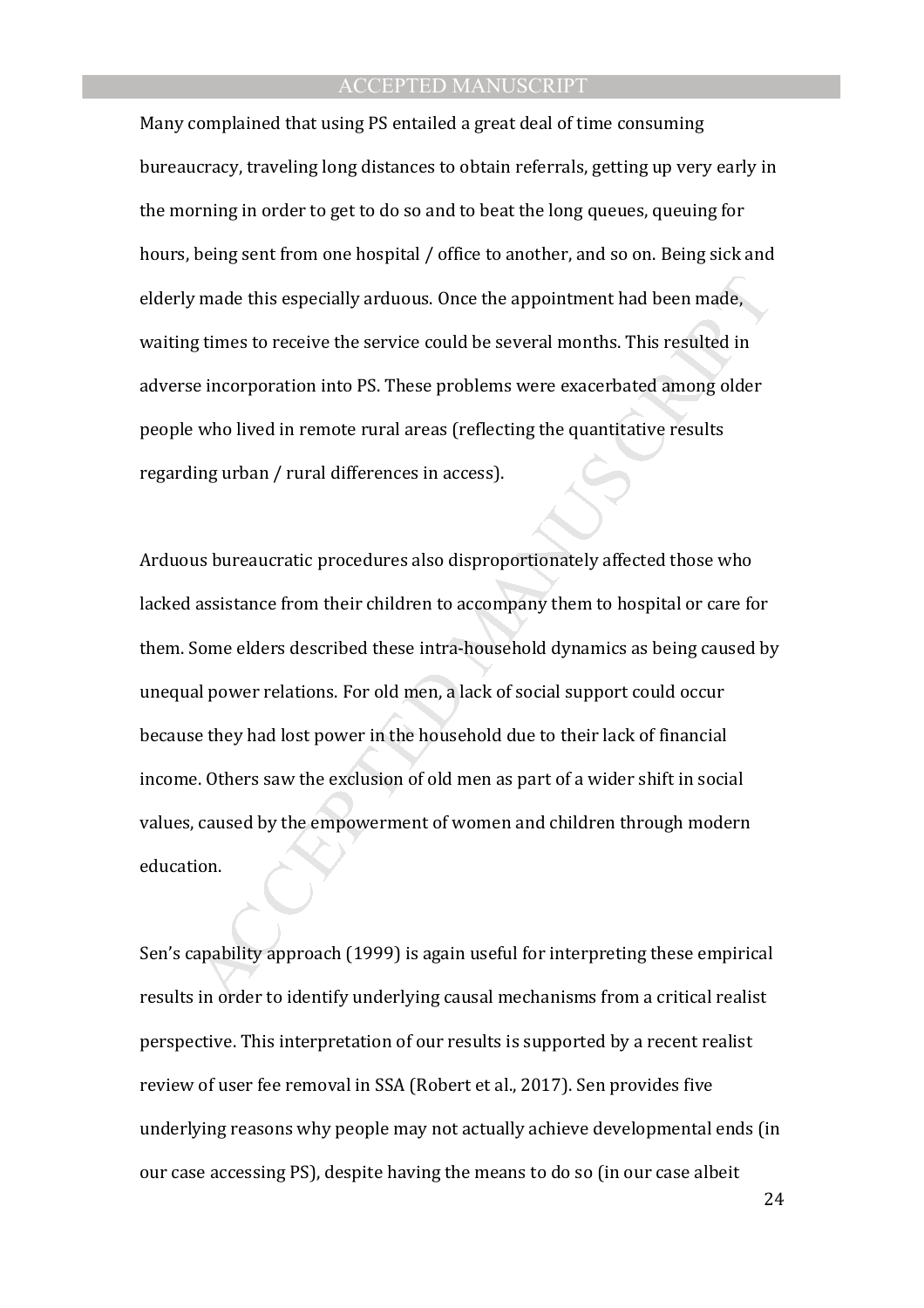Many complained that using PS entailed a great deal of time consuming bureaucracy, traveling long distances to obtain referrals, getting up very early in the morning in order to get to do so and to beat the long queues, queuing for hours, being sent from one hospital / office to another, and so on. Being sick and elderly made this especially arduous. Once the appointment had been made, waiting times to receive the service could be several months. This resulted in adverse incorporation into PS. These problems were exacerbated among older people who lived in remote rural areas (reflecting the quantitative results regarding urban / rural differences in access).

Arduous bureaucratic procedures also disproportionately affected those who lacked assistance from their children to accompany them to hospital or care for them. Some elders described these intra-household dynamics as being caused by unequal power relations. For old men, a lack of social support could occur because they had lost power in the household due to their lack of financial income. Others saw the exclusion of old men as part of a wider shift in social values, caused by the empowerment of women and children through modern education.

Sen's capability approach (1999) is again useful for interpreting these empirical results in order to identify underlying causal mechanisms from a critical realist perspective. This interpretation of our results is supported by a recent realist review of user fee removal in SSA (Robert et al., 2017). Sen provides five underlying reasons why people may not actually achieve developmental ends (in our case accessing PS), despite having the means to do so (in our case albeit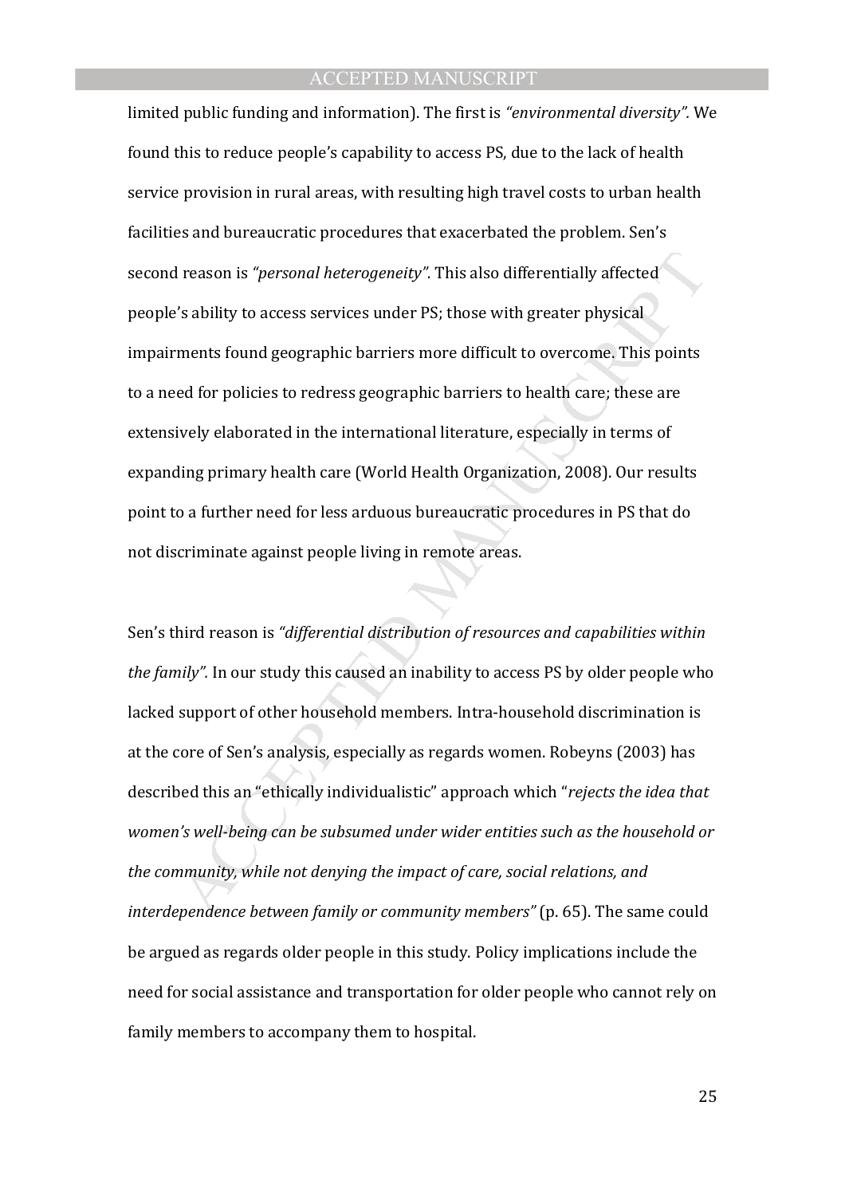limited public funding and information). The first is *"environmental diversity".* We found this to reduce people's capability to access PS, due to the lack of health service provision in rural areas, with resulting high travel costs to urban health facilities and bureaucratic procedures that exacerbated the problem. Sen's second reason is *"personal heterogeneity".* This also differentially affected people's ability to access services under PS; those with greater physical impairments found geographic barriers more difficult to overcome. This points to a need for policies to redress geographic barriers to health care; these are extensively elaborated in the international literature, especially in terms of expanding primary health care (World Health Organization, 2008). Our results point to a further need for less arduous bureaucratic procedures in PS that do not discriminate against people living in remote areas.

Sen's third reason is *"differential distribution of resources and capabilities within the family".* In our study this caused an inability to access PS by older people who lacked support of other household members. Intra-household discrimination is at the core of Sen's analysis, especially as regards women. Robeyns (2003) has described this an "ethically individualistic" approach which "*rejects the idea that women's well-being can be subsumed under wider entities such as the household or the community, while not denying the impact of care, social relations, and interdependence between family or community members"* (p. 65). The same could be argued as regards older people in this study. Policy implications include the need for social assistance and transportation for older people who cannot rely on family members to accompany them to hospital.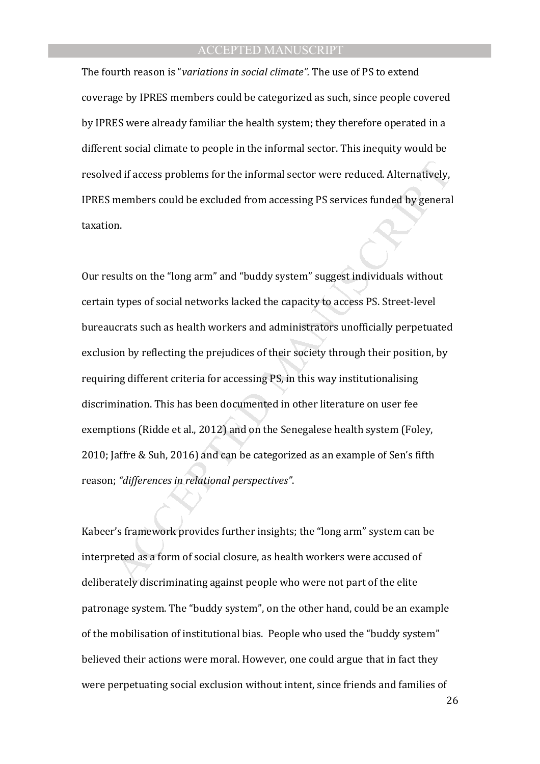The fourth reason is "*variations in social climate".* The use of PS to extend coverage by IPRES members could be categorized as such, since people covered by IPRES were already familiar the health system; they therefore operated in a different social climate to people in the informal sector. This inequity would be resolved if access problems for the informal sector were reduced. Alternatively, IPRES members could be excluded from accessing PS services funded by general taxation.

Our results on the "long arm" and "buddy system" suggest individuals without certain types of social networks lacked the capacity to access PS. Street-level bureaucrats such as health workers and administrators unofficially perpetuated exclusion by reflecting the prejudices of their society through their position, by requiring different criteria for accessing PS, in this way institutionalising discrimination. This has been documented in other literature on user fee exemptions (Ridde et al., 2012) and on the Senegalese health system (Foley, 2010; Jaffre & Suh, 2016) and can be categorized as an example of Sen's fifth reason; *"differences in relational perspectives"*.

Kabeer's framework provides further insights; the "long arm" system can be interpreted as a form of social closure, as health workers were accused of deliberately discriminating against people who were not part of the elite patronage system. The "buddy system", on the other hand, could be an example of the mobilisation of institutional bias. People who used the "buddy system" believed their actions were moral. However, one could argue that in fact they were perpetuating social exclusion without intent, since friends and families of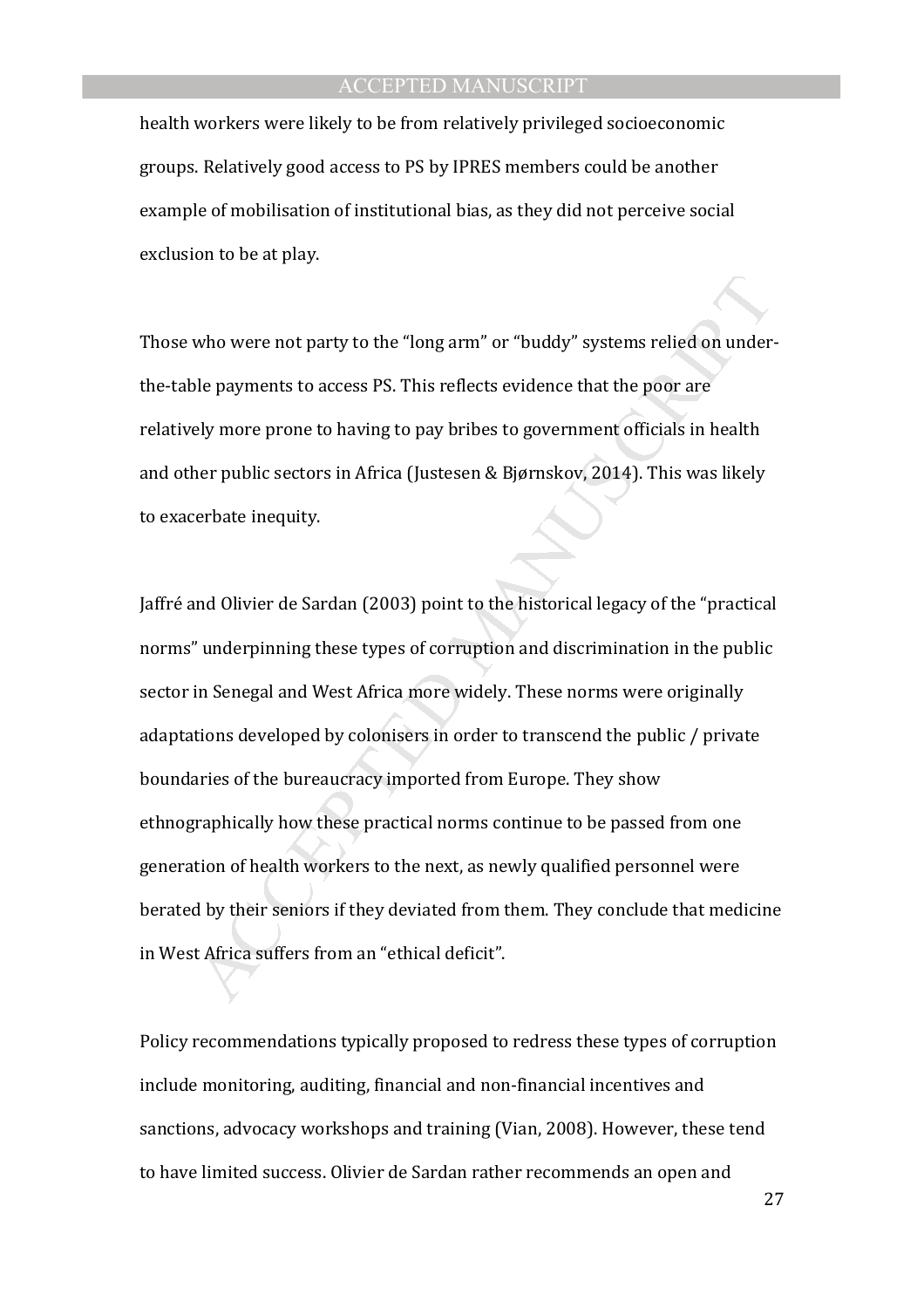health workers were likely to be from relatively privileged socioeconomic groups. Relatively good access to PS by IPRES members could be another example of mobilisation of institutional bias, as they did not perceive social exclusion to be at play.

Those who were not party to the "long arm" or "buddy" systems relied on under-the-table payments to access PS. This reflects evidence that the poor are relatively more prone to having to pay bribes to government officials in health and other public sectors in Africa (Justesen & Bjørnskov, 2014). This was likely to exacerbate inequity.

Jaffré and Olivier de Sardan (2003) point to the historical legacy of the "practical norms" underpinning these types of corruption and discrimination in the public sector in Senegal and West Africa more widely. These norms were originally adaptations developed by colonisers in order to transcend the public / private boundaries of the bureaucracy imported from Europe. They show ethnographically how these practical norms continue to be passed from one generation of health workers to the next, as newly qualified personnel were berated by their seniors if they deviated from them. They conclude that medicine in West Africa suffers from an "ethical deficit".

Policy recommendations typically proposed to redress these types of corruption include monitoring, auditing, financial and non-financial incentives and sanctions, advocacy workshops and training (Vian, 2008). However, these tend to have limited success. Olivier de Sardan rather recommends an open and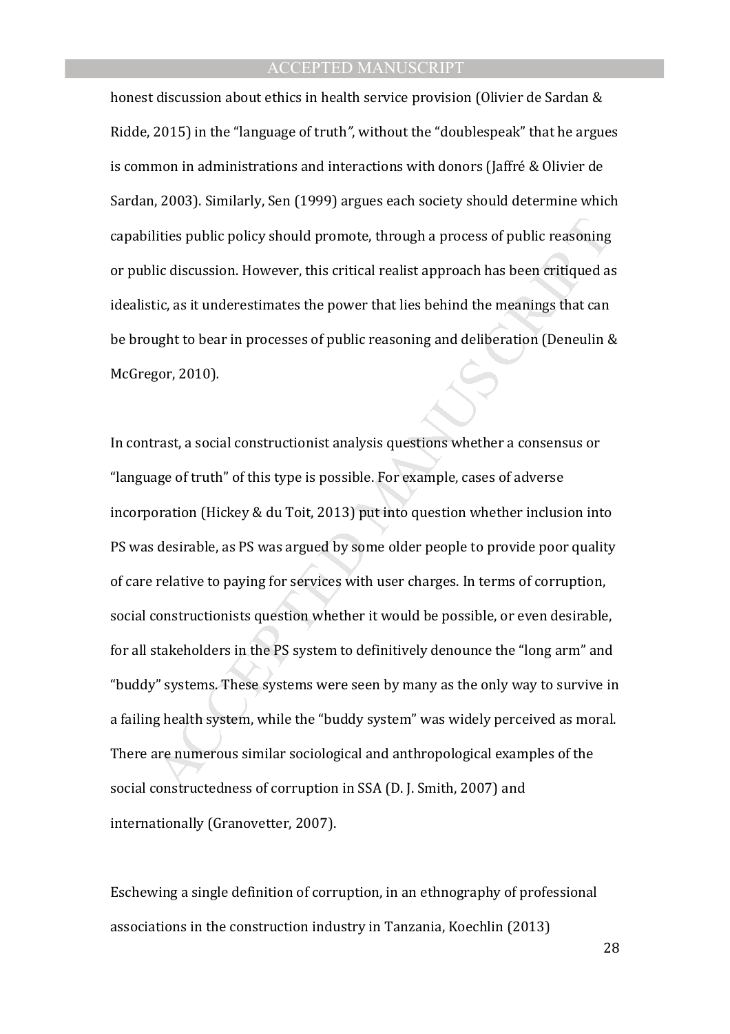honest discussion about ethics in health service provision (Olivier de Sardan & Ridde, 2015) in the "language of truth", without the "doublespeak" that he argues is common in administrations and interactions with donors (Jaffré & Olivier de Sardan, 2003). Similarly, Sen (1999) argues each society should determine which capabilities public policy should promote, through a process of public reasoning or public discussion. However, this critical realist approach has been critiqued as idealistic, as it underestimates the power that lies behind the meanings that can be brought to bear in processes of public reasoning and deliberation (Deneulin & McGregor, 2010).

In contrast, a social constructionist analysis questions whether a consensus or "language of truth" of this type is possible. For example, cases of adverse incorporation (Hickey & du Toit, 2013) put into question whether inclusion into PS was desirable, as PS was argued by some older people to provide poor quality of care relative to paying for services with user charges. In terms of corruption, social constructionists question whether it would be possible, or even desirable, for all stakeholders in the PS system to definitively denounce the "long arm" and "buddy" systems. These systems were seen by many as the only way to survive in a failing health system, while the "buddy system" was widely perceived as moral. There are numerous similar sociological and anthropological examples of the social constructedness of corruption in SSA (D. J. Smith, 2007) and internationally (Granovetter, 2007).

Eschewing a single definition of corruption, in an ethnography of professional associations in the construction industry in Tanzania, Koechlin (2013)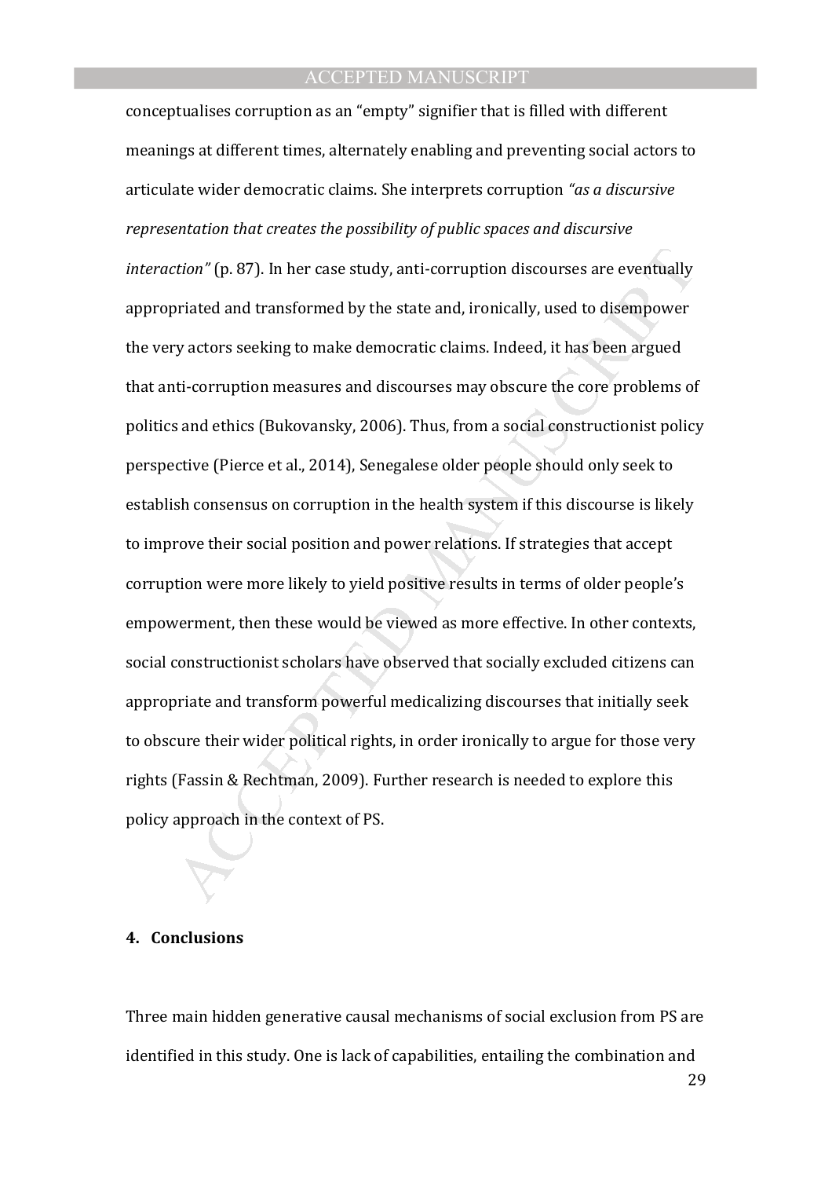conceptualises corruption as an "empty" signifier that is filled with different meanings at different times, alternately enabling and preventing social actors to articulate wider democratic claims. She interprets corruption *"as a discursive representation that creates the possibility of public spaces and discursive interaction"* (p. 87). In her case study, anti-corruption discourses are eventually appropriated and transformed by the state and, ironically, used to disempower the very actors seeking to make democratic claims. Indeed, it has been argued that anti-corruption measures and discourses may obscure the core problems of politics and ethics (Bukovansky, 2006). Thus, from a social constructionist policy perspective (Pierce et al., 2014), Senegalese older people should only seek to establish consensus on corruption in the health system if this discourse is likely to improve their social position and power relations. If strategies that accept corruption were more likely to yield positive results in terms of older people's empowerment, then these would be viewed as more effective. In other contexts, social constructionist scholars have observed that socially excluded citizens can appropriate and transform powerful medicalizing discourses that initially seek to obscure their wider political rights, in order ironically to argue for those very rights (Fassin & Rechtman, 2009). Further research is needed to explore this policy approach in the context of PS.

## 4. Conclusions

Three main hidden generative causal mechanisms of social exclusion from PS are identified in this study. One is lack of capabilities, entailing the combination and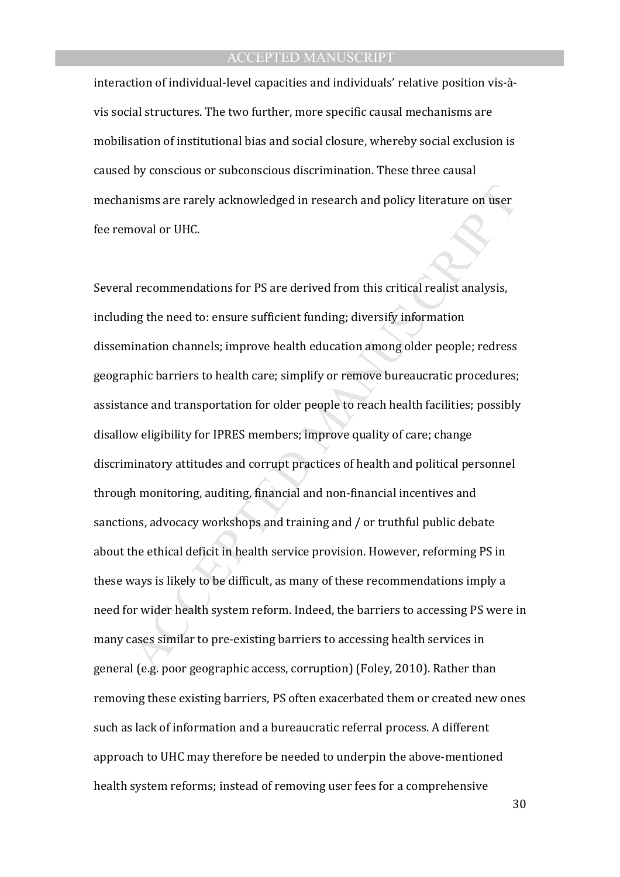interaction of individual-level capacities and individuals' relative position vis-à-vis social structures. The two further, more specific causal mechanisms are mobilisation of institutional bias and social closure, whereby social exclusion is caused by conscious or subconscious discrimination. These three causal mechanisms are rarely acknowledged in research and policy literature on user fee removal or UHC.

Several recommendations for PS are derived from this critical realist analysis, including the need to: ensure sufficient funding; diversify information dissemination channels; improve health education among older people; redress geographic barriers to health care; simplify or remove bureaucratic procedures; assistance and transportation for older people to reach health facilities; possibly disallow eligibility for IPRES members; improve quality of care; change discriminatory attitudes and corrupt practices of health and political personnel through monitoring, auditing, financial and non-financial incentives and sanctions, advocacy workshops and training and / or truthful public debate about the ethical deficit in health service provision. However, reforming PS in these ways is likely to be difficult, as many of these recommendations imply a need for wider health system reform. Indeed, the barriers to accessing PS were in many cases similar to pre-existing barriers to accessing health services in general (e.g. poor geographic access, corruption) (Foley, 2010). Rather than removing these existing barriers, PS often exacerbated them or created new ones such as lack of information and a bureaucratic referral process. A different approach to UHC may therefore be needed to underpin the above-mentioned health system reforms; instead of removing user fees for a comprehensive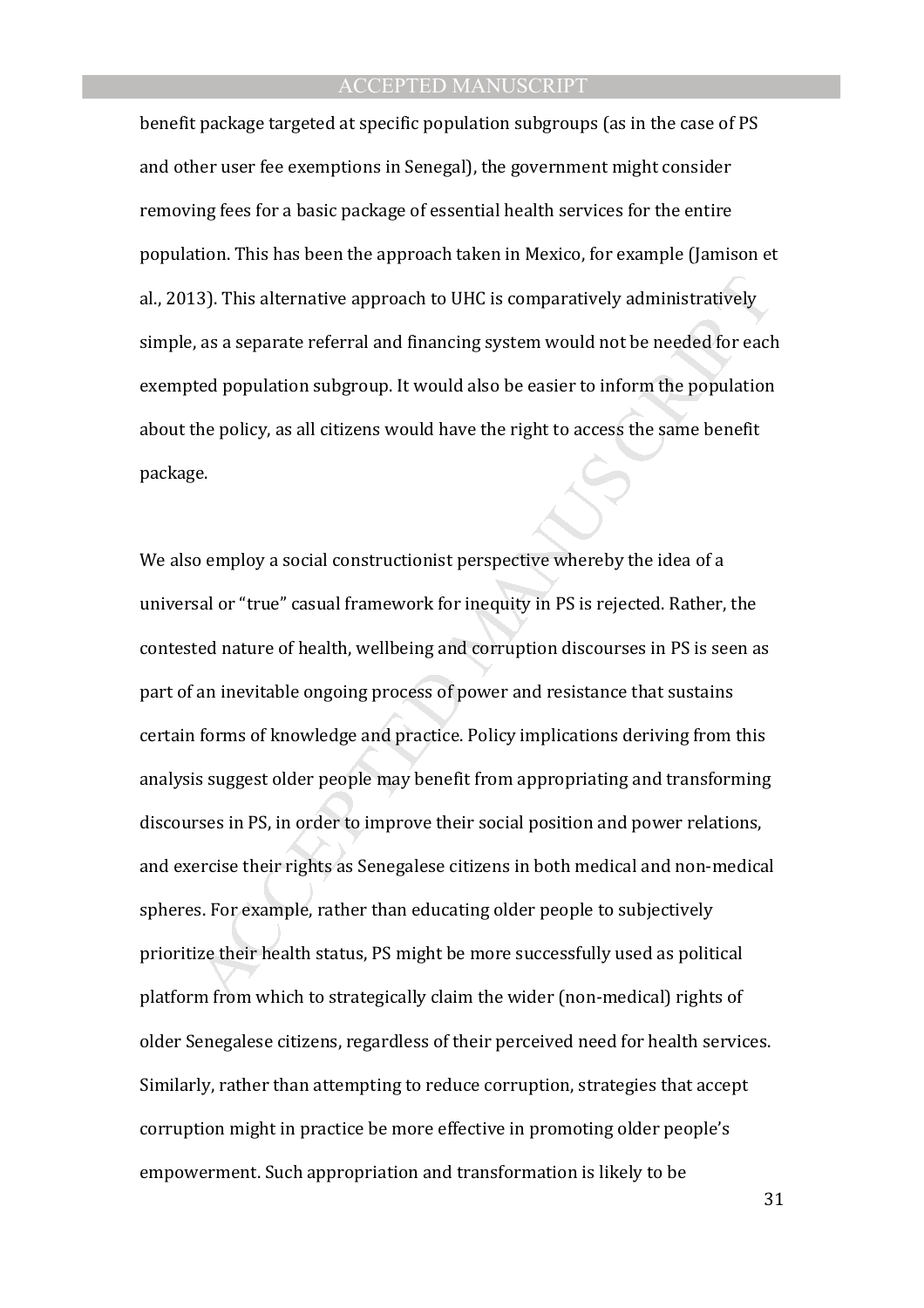benefit package targeted at specific population subgroups (as in the case of PS and other user fee exemptions in Senegal), the government might consider removing fees for a basic package of essential health services for the entire population. This has been the approach taken in Mexico, for example (Jamison et al., 2013). This alternative approach to UHC is comparatively administratively simple, as a separate referral and financing system would not be needed for each exempted population subgroup. It would also be easier to inform the population about the policy, as all citizens would have the right to access the same benefit package.

We also employ a social constructionist perspective whereby the idea of a universal or "true" casual framework for inequity in PS is rejected. Rather, the contested nature of health, wellbeing and corruption discourses in PS is seen as part of an inevitable ongoing process of power and resistance that sustains certain forms of knowledge and practice. Policy implications deriving from this analysis suggest older people may benefit from appropriating and transforming discourses in PS, in order to improve their social position and power relations, and exercise their rights as Senegalese citizens in both medical and non-medical spheres. For example, rather than educating older people to subjectively prioritize their health status, PS might be more successfully used as political platform from which to strategically claim the wider (non-medical) rights of older Senegalese citizens, regardless of their perceived need for health services. Similarly, rather than attempting to reduce corruption, strategies that accept corruption might in practice be more effective in promoting older people's empowerment. Such appropriation and transformation is likely to be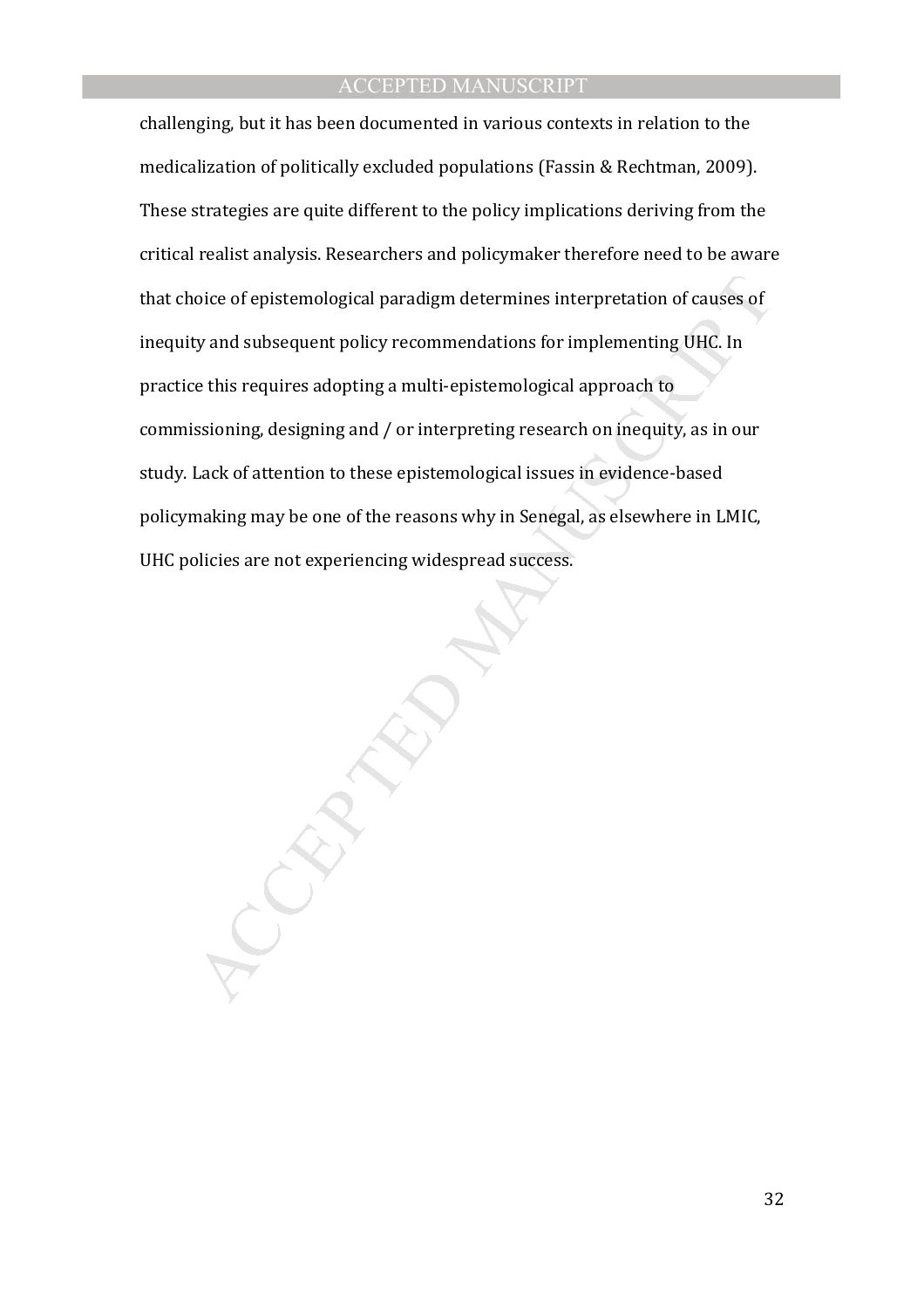challenging, but it has been documented in various contexts in relation to the medicalization of politically excluded populations (Fassin & Rechtman, 2009). These strategies are quite different to the policy implications deriving from the critical realist analysis. Researchers and policymaker therefore need to be aware that choice of epistemological paradigm determines interpretation of causes of inequity and subsequent policy recommendations for implementing UHC. In practice this requires adopting a multi-epistemological approach to commissioning, designing and / or interpreting research on inequity, as in our study. Lack of attention to these epistemological issues in evidence-based policymaking may be one of the reasons why in Senegal, as elsewhere in LMIC, UHC policies are not experiencing widespread success.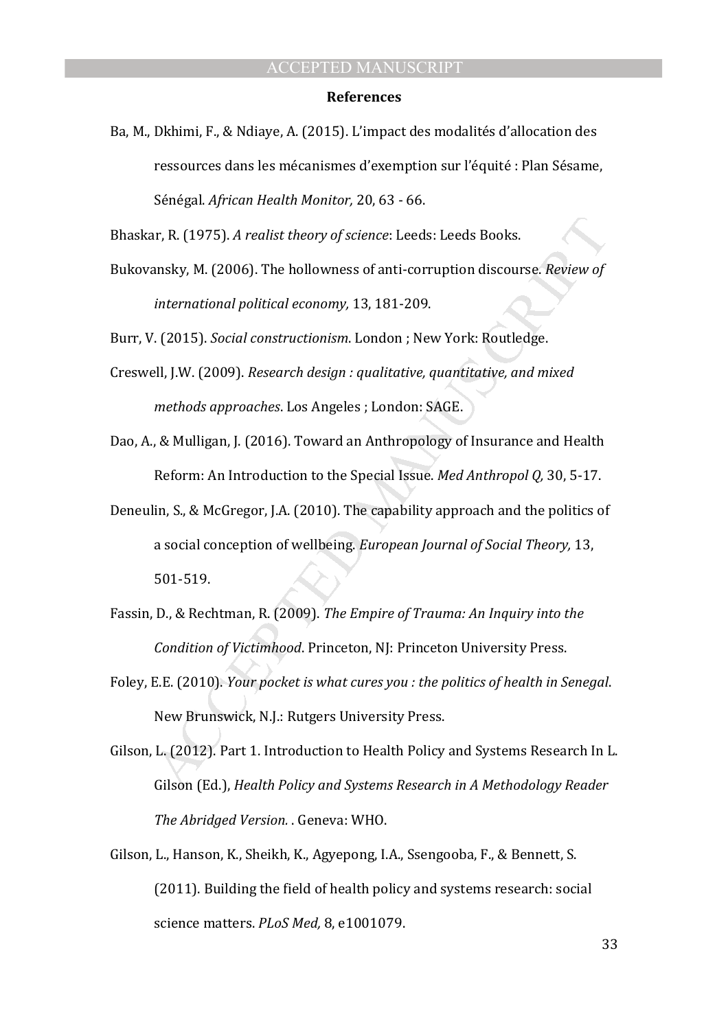## References

Ba, M., Dkhimi, F., & Ndiaye, A. (2015). L'impact des modalités d'allocation des ressources dans les mécanismes d'exemption sur l'équité : Plan Sésame, Sénégal. *African Health Monitor,* 20, 63 - 66.

Bhaskar, R. (1975). *A realist theory of science*: Leeds: Leeds Books.

Bukovansky, M. (2006). The hollowness of anti-corruption discourse. *Review of international political economy,* 13, 181-209.

Burr, V. (2015). *Social constructionism*. London ; New York: Routledge.

Creswell, J.W. (2009). *Research design : qualitative, quantitative, and mixed methods approaches*. Los Angeles ; London: SAGE.

Dao, A., & Mulligan, J. (2016). Toward an Anthropology of Insurance and Health Reform: An Introduction to the Special Issue. *Med Anthropol Q,* 30, 5-17.

Deneulin, S., & McGregor, J.A. (2010). The capability approach and the politics of a social conception of wellbeing. *European Journal of Social Theory,* 13, 501-519.

Fassin, D., & Rechtman, R. (2009). *The Empire of Trauma: An Inquiry into the Condition of Victimhood*. Princeton, NJ: Princeton University Press.

Foley, E.E. (2010). *Your pocket is what cures you : the politics of health in Senegal*. New Brunswick, N.J.: Rutgers University Press.

Gilson, L. (2012). Part 1. Introduction to Health Policy and Systems Research In L. Gilson (Ed.), *Health Policy and Systems Research in A Methodology Reader The Abridged Version.* . Geneva: WHO.

Gilson, L., Hanson, K., Sheikh, K., Agyepong, I.A., Ssengooba, F., & Bennett, S. (2011). Building the field of health policy and systems research: social science matters. *PLoS Med,* 8, e1001079.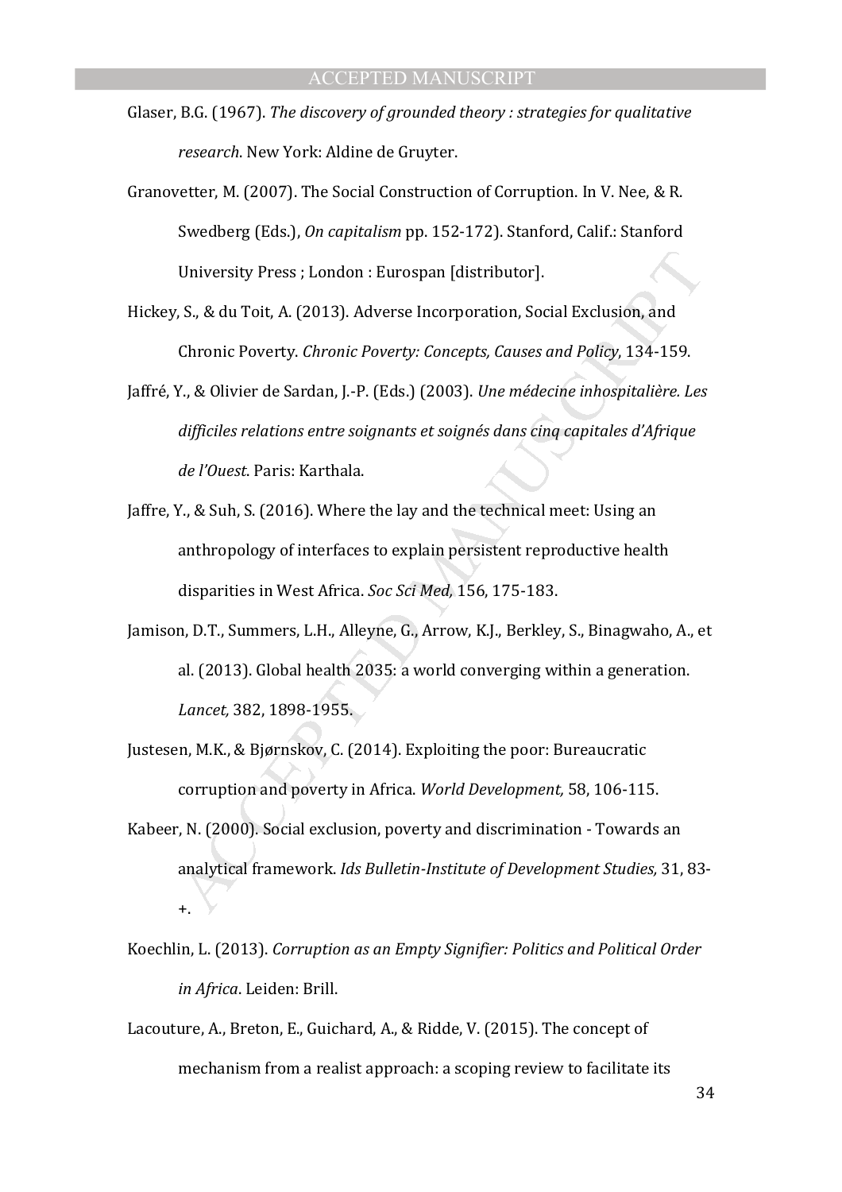Glaser, B.G. (1967). *The discovery of grounded theory : strategies for qualitative research*. New York: Aldine de Gruyter.

Granovetter, M. (2007). The Social Construction of Corruption. In V. Nee, & R. Swedberg (Eds.), *On capitalism* pp. 152-172). Stanford, Calif.: Stanford University Press ; London : Eurospan [distributor].

Hickey, S., & du Toit, A. (2013). Adverse Incorporation, Social Exclusion, and Chronic Poverty. *Chronic Poverty: Concepts, Causes and Policy*, 134-159.

Jaffré, Y., & Olivier de Sardan, J.-P. (Eds.) (2003). *Une médecine inhospitalière. Les difficiles relations entre soignants et soignés dans cinq capitales d'Afrique de l'Ouest*. Paris: Karthala.

Jaffre, Y., & Suh, S. (2016). Where the lay and the technical meet: Using an anthropology of interfaces to explain persistent reproductive health disparities in West Africa. *Soc Sci Med,* 156, 175-183.

Jamison, D.T., Summers, L.H., Alleyne, G., Arrow, K.J., Berkley, S., Binagwaho, A., et al. (2013). Global health 2035: a world converging within a generation. *Lancet,* 382, 1898-1955.

Justesen, M.K., & Bjørnskov, C. (2014). Exploiting the poor: Bureaucratic corruption and poverty in Africa. *World Development,* 58, 106-115.

Kabeer, N. (2000). Social exclusion, poverty and discrimination - Towards an analytical framework. *Ids Bulletin-Institute of Development Studies,* 31, 83-+.

Koechlin, L. (2013). *Corruption as an Empty Signifier: Politics and Political Order in Africa*. Leiden: Brill.

Lacouture, A., Breton, E., Guichard, A., & Ridde, V. (2015). The concept of mechanism from a realist approach: a scoping review to facilitate its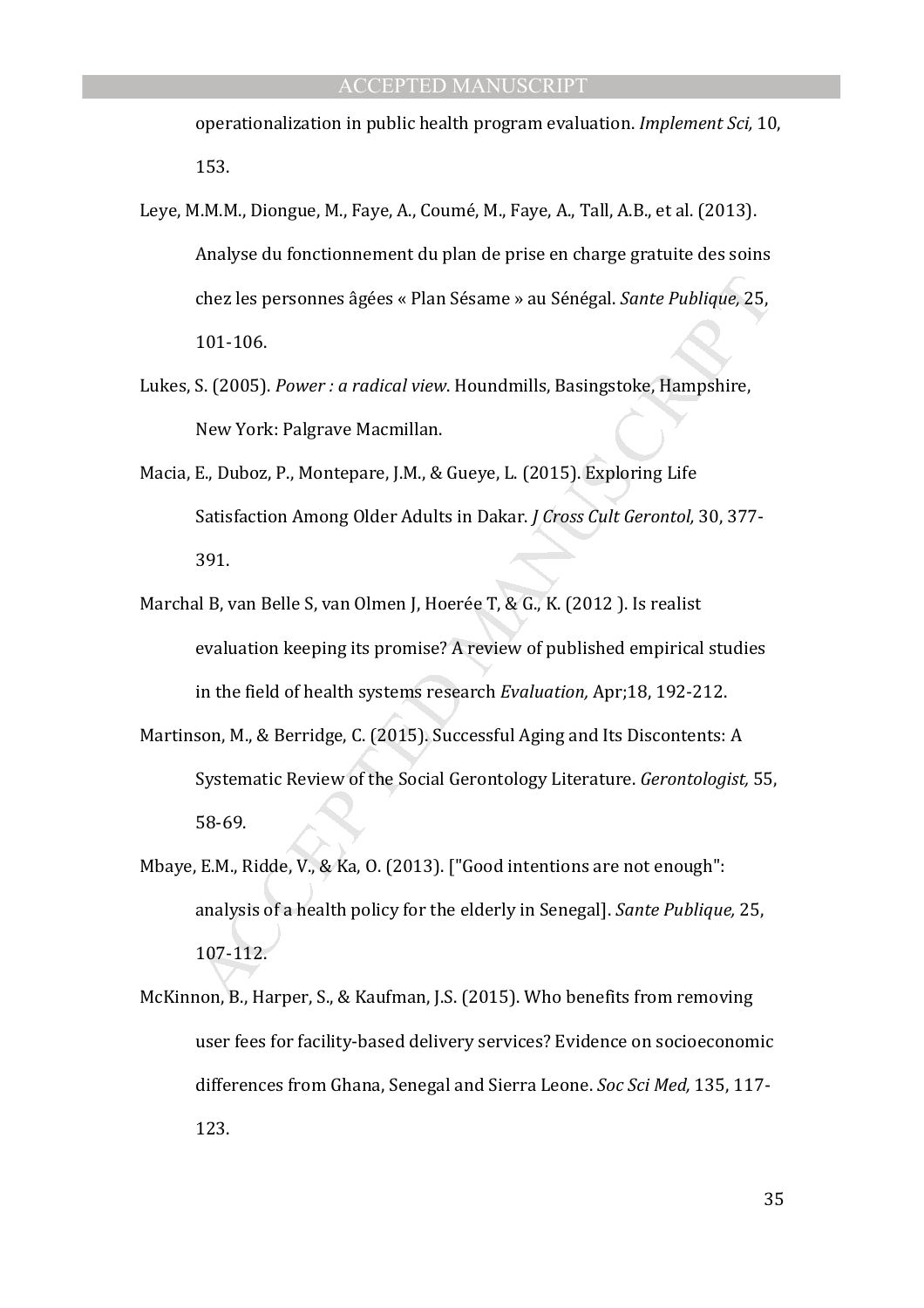operationalization in public health program evaluation. *Implement Sci,* 10, 153.

Leye, M.M.M., Diongue, M., Faye, A., Coumé, M., Faye, A., Tall, A.B., et al. (2013). Analyse du fonctionnement du plan de prise en charge gratuite des soins chez les personnes âgées « Plan Sésame » au Sénégal. *Sante Publique,* 25, 101-106.

Lukes, S. (2005). *Power : a radical view*. Houndmills, Basingstoke, Hampshire, New York: Palgrave Macmillan.

Macia, E., Duboz, P., Montepare, J.M., & Gueye, L. (2015). Exploring Life Satisfaction Among Older Adults in Dakar. *J Cross Cult Gerontol,* 30, 377-391.

Marchal B, van Belle S, van Olmen J, Hoerée T, & G., K. (2012 ). Is realist evaluation keeping its promise? A review of published empirical studies in the field of health systems research *Evaluation,* Apr;18, 192-212.

Martinson, M., & Berridge, C. (2015). Successful Aging and Its Discontents: A Systematic Review of the Social Gerontology Literature. *Gerontologist,* 55, 58-69.

Mbaye, E.M., Ridde, V., & Ka, O. (2013). ["Good intentions are not enough": analysis of a health policy for the elderly in Senegal]. *Sante Publique,* 25, 107-112.

McKinnon, B., Harper, S., & Kaufman, J.S. (2015). Who benefits from removing user fees for facility-based delivery services? Evidence on socioeconomic differences from Ghana, Senegal and Sierra Leone. *Soc Sci Med,* 135, 117-123.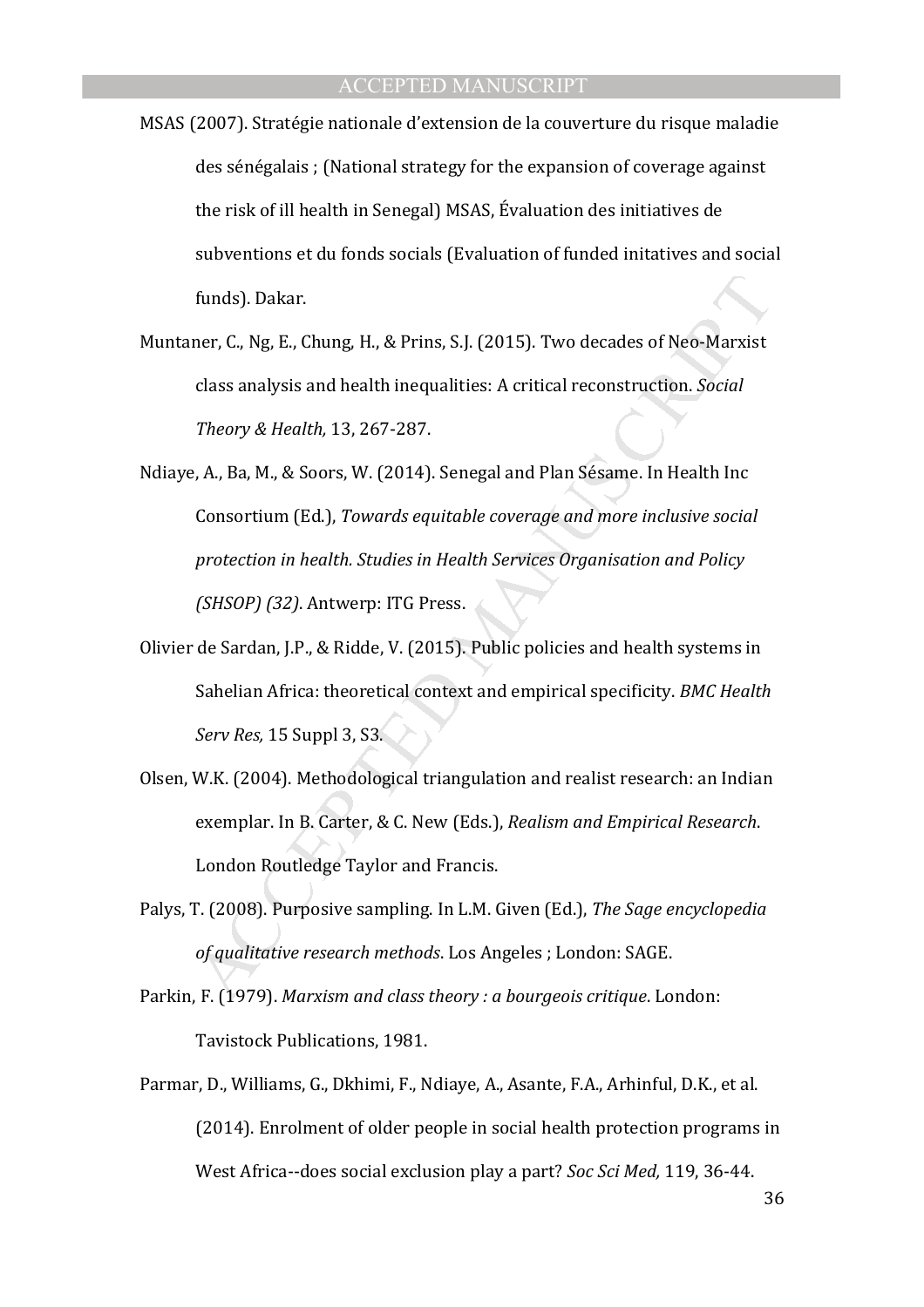MSAS (2007). Stratégie nationale d'extension de la couverture du risque maladie des sénégalais ; (National strategy for the expansion of coverage against the risk of ill health in Senegal) MSAS, Évaluation des initiatives de subventions et du fonds socials (Evaluation of funded initatives and social funds). Dakar.

Muntaner, C., Ng, E., Chung, H., & Prins, S.J. (2015). Two decades of Neo-Marxist class analysis and health inequalities: A critical reconstruction. *Social Theory & Health,* 13, 267-287.

Ndiaye, A., Ba, M., & Soors, W. (2014). Senegal and Plan Sésame. In Health Inc Consortium (Ed.), *Towards equitable coverage and more inclusive social protection in health. Studies in Health Services Organisation and Policy (SHSOP) (32)*. Antwerp: ITG Press.

Olivier de Sardan, J.P., & Ridde, V. (2015). Public policies and health systems in Sahelian Africa: theoretical context and empirical specificity. *BMC Health Serv Res,* 15 Suppl 3, S3.

Olsen, W.K. (2004). Methodological triangulation and realist research: an Indian exemplar. In B. Carter, & C. New (Eds.), *Realism and Empirical Research*. London Routledge Taylor and Francis.

Palys, T. (2008). Purposive sampling. In L.M. Given (Ed.), *The Sage encyclopedia of qualitative research methods*. Los Angeles ; London: SAGE.

Parkin, F. (1979). *Marxism and class theory : a bourgeois critique*. London: Tavistock Publications, 1981.

Parmar, D., Williams, G., Dkhimi, F., Ndiaye, A., Asante, F.A., Arhinful, D.K., et al. (2014). Enrolment of older people in social health protection programs in West Africa--does social exclusion play a part? *Soc Sci Med,* 119, 36-44.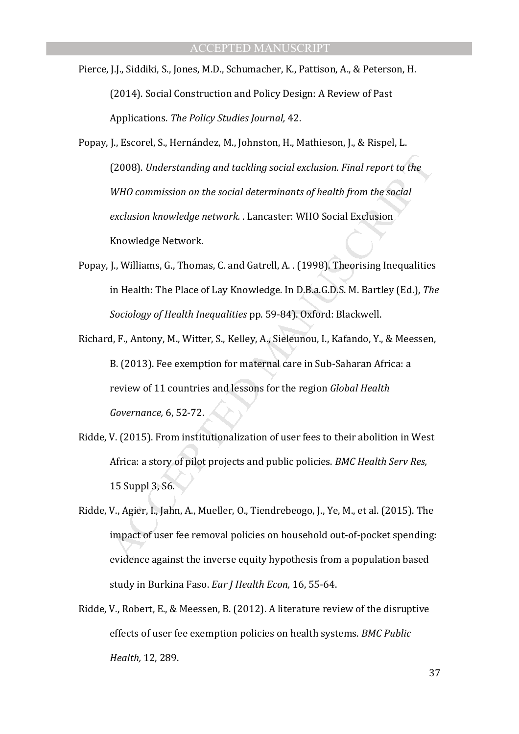Pierce, J.J., Siddiki, S., Jones, M.D., Schumacher, K., Pattison, A., & Peterson, H. (2014). Social Construction and Policy Design: A Review of Past Applications. *The Policy Studies Journal,* 42.

Popay, J., Escorel, S., Hernández, M., Johnston, H., Mathieson, J., & Rispel, L. (2008). *Understanding and tackling social exclusion. Final report to the WHO commission on the social determinants of health from the social exclusion knowledge network.* . Lancaster: WHO Social Exclusion Knowledge Network.

Popay, J., Williams, G., Thomas, C. and Gatrell, A. . (1998). Theorising Inequalities in Health: The Place of Lay Knowledge. In D.B.a.G.D.S. M. Bartley (Ed.), *The Sociology of Health Inequalities* pp. 59-84). Oxford: Blackwell.

Richard, F., Antony, M., Witter, S., Kelley, A., Sieleunou, I., Kafando, Y., & Meessen, B. (2013). Fee exemption for maternal care in Sub-Saharan Africa: a review of 11 countries and lessons for the region *Global Health Governance,* 6, 52-72.

Ridde, V. (2015). From institutionalization of user fees to their abolition in West Africa: a story of pilot projects and public policies. *BMC Health Serv Res,* 15 Suppl 3, S6.

Ridde, V., Agier, I., Jahn, A., Mueller, O., Tiendrebeogo, J., Ye, M., et al. (2015). The impact of user fee removal policies on household out-of-pocket spending: evidence against the inverse equity hypothesis from a population based study in Burkina Faso. *Eur J Health Econ,* 16, 55-64.

Ridde, V., Robert, E., & Meessen, B. (2012). A literature review of the disruptive effects of user fee exemption policies on health systems. *BMC Public Health,* 12, 289.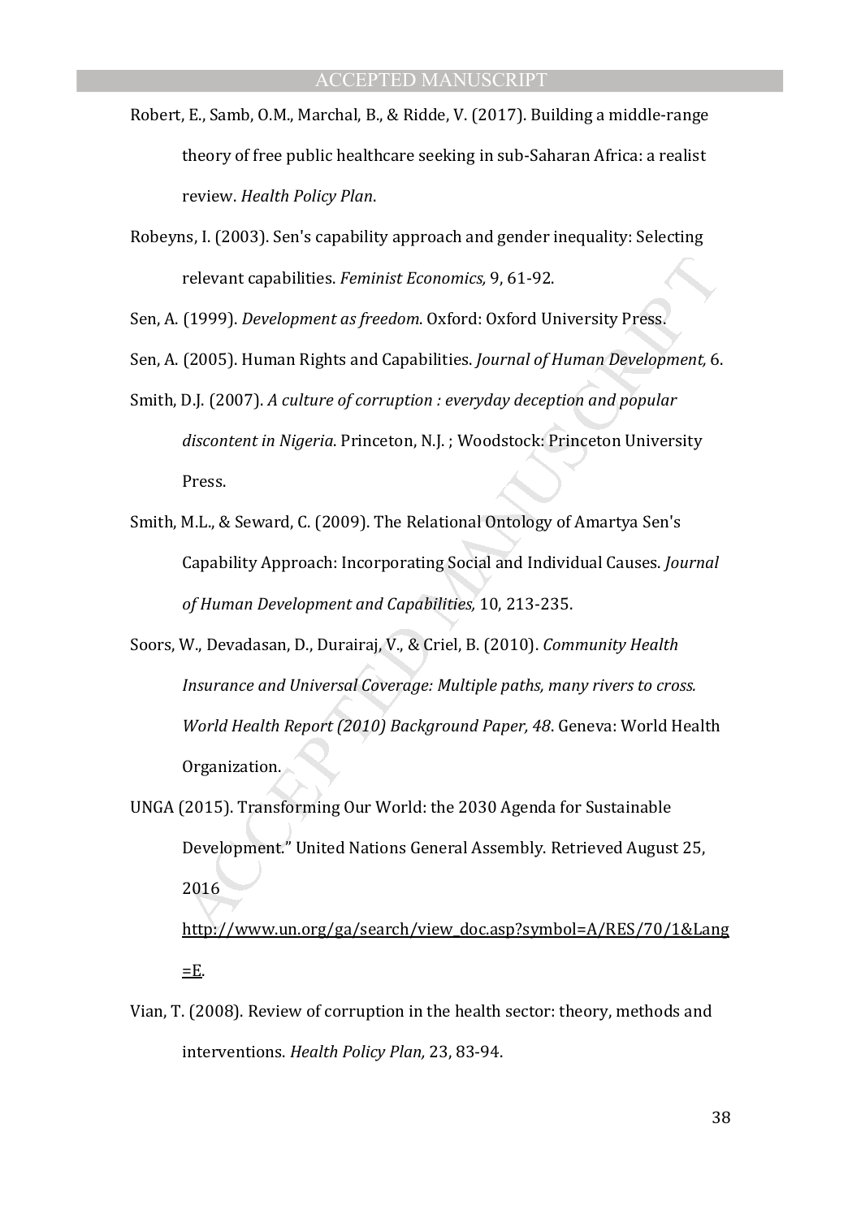Robert, E., Samb, O.M., Marchal, B., & Ridde, V. (2017). Building a middle-range theory of free public healthcare seeking in sub-Saharan Africa: a realist review. *Health Policy Plan*.

Robeyns, I. (2003). Sen's capability approach and gender inequality: Selecting relevant capabilities. *Feminist Economics,* 9, 61-92.

Sen, A. (1999). *Development as freedom*. Oxford: Oxford University Press.

Sen, A. (2005). Human Rights and Capabilities. *Journal of Human Development,* 6.

Smith, D.J. (2007). *A culture of corruption : everyday deception and popular discontent in Nigeria*. Princeton, N.J. ; Woodstock: Princeton University Press.

Smith, M.L., & Seward, C. (2009). The Relational Ontology of Amartya Sen's Capability Approach: Incorporating Social and Individual Causes. *Journal of Human Development and Capabilities,* 10, 213-235.

Soors, W., Devadasan, D., Durairaj, V., & Criel, B. (2010). *Community Health Insurance and Universal Coverage: Multiple paths, many rivers to cross. World Health Report (2010) Background Paper, 48*. Geneva: World Health Organization.

UNGA (2015). Transforming Our World: the 2030 Agenda for Sustainable Development." United Nations General Assembly. Retrieved August 25, 2016 http://www.un.org/ga/search/view_doc.asp?symbol=A/RES/70/1&Lang=E.

Vian, T. (2008). Review of corruption in the health sector: theory, methods and interventions. *Health Policy Plan,* 23, 83-94.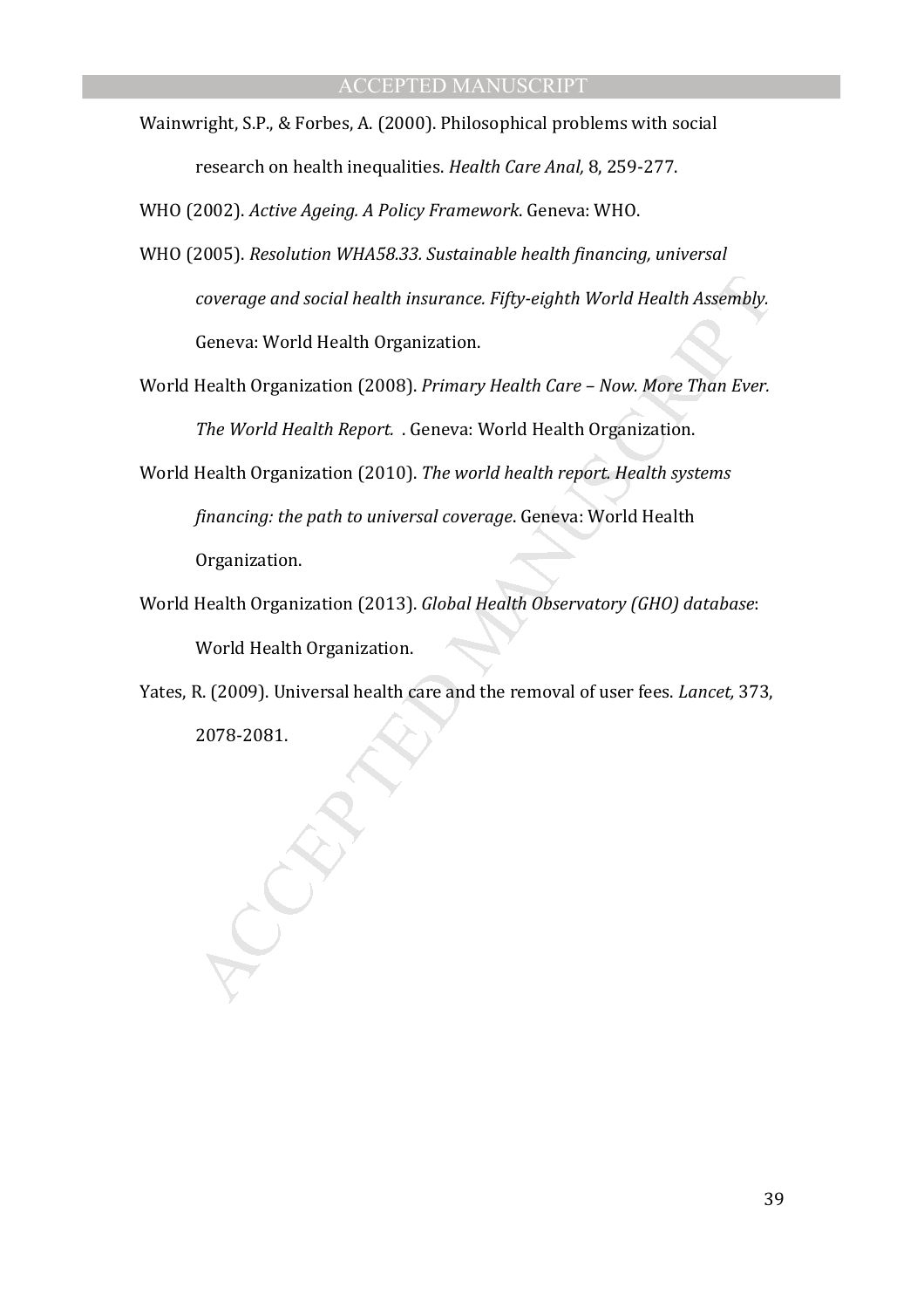Wainwright, S.P., & Forbes, A. (2000). Philosophical problems with social research on health inequalities. *Health Care Anal,* 8, 259-277.

WHO (2002). *Active Ageing. A Policy Framework*. Geneva: WHO.

WHO (2005). *Resolution WHA58.33. Sustainable health financing, universal coverage and social health insurance. Fifty-eighth World Health Assembly.* Geneva: World Health Organization.

World Health Organization (2008). *Primary Health Care – Now. More Than Ever. The World Health Report.* . Geneva: World Health Organization.

World Health Organization (2010). *The world health report. Health systems financing: the path to universal coverage*. Geneva: World Health Organization.

World Health Organization (2013). *Global Health Observatory (GHO) database*: World Health Organization.

Yates, R. (2009). Universal health care and the removal of user fees. *Lancet,* 373, 2078-2081.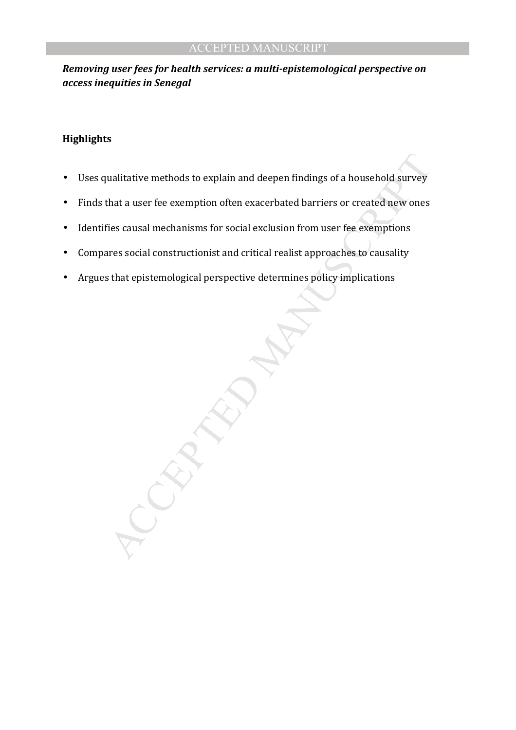***Removing user fees for health services: a multi-epistemological perspective on access inequities in Senegal***

## Highlights

- Uses qualitative methods to explain and deepen findings of a household survey
- Finds that a user fee exemption often exacerbated barriers or created new ones
- Identifies causal mechanisms for social exclusion from user fee exemptions
- Compares social constructionist and critical realist approaches to causality
- Argues that epistemological perspective determines policy implications